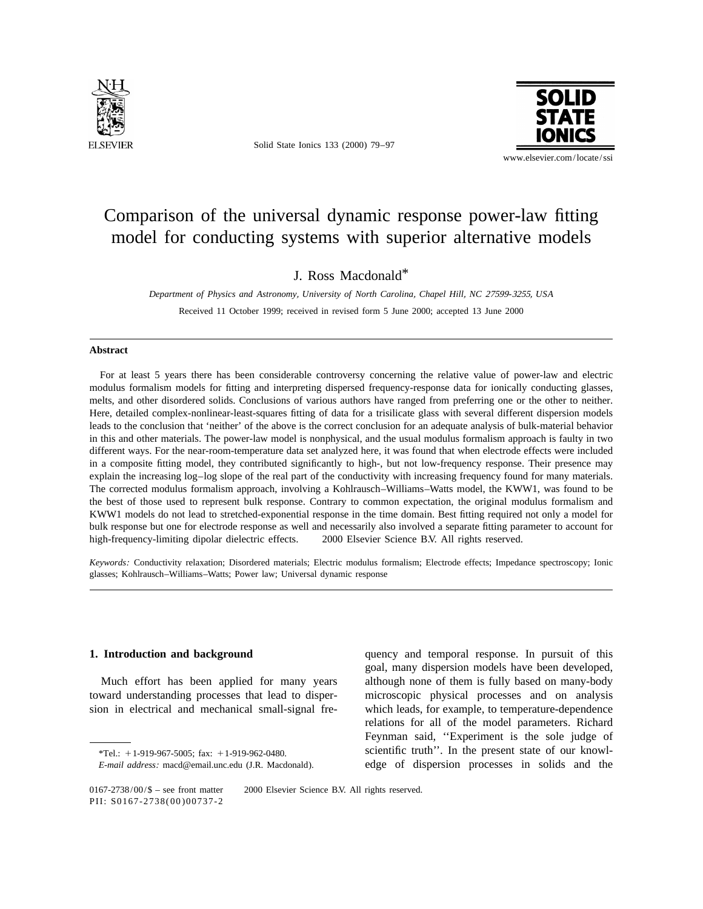# Comparison of the universal dynamic response power-law fitting model for conducting systems with superior alternative models

J. Ross Macdonald*

*Department of Physics and Astronomy, University of North Carolina, Chapel Hill, NC 27599-3255, USA*

Received 11 October 1999; received in revised form 5 June 2000; accepted 13 June 2000

## Abstract

For at least 5 years there has been considerable controversy concerning the relative value of power-law and electric modulus formalism models for fitting and interpreting dispersed frequency-response data for ionically conducting glasses, melts, and other disordered solids. Conclusions of various authors have ranged from preferring one or the other to neither. Here, detailed complex-nonlinear-least-squares fitting of data for a trisilicate glass with several different dispersion models leads to the conclusion that 'neither' of the above is the correct conclusion for an adequate analysis of bulk-material behavior in this and other materials. The power-law model is nonphysical, and the usual modulus formalism approach is faulty in two different ways. For the near-room-temperature data set analyzed here, it was found that when electrode effects were included in a composite fitting model, they contributed significantly to high-, but not low-frequency response. Their presence may explain the increasing log–log slope of the real part of the conductivity with increasing frequency found for many materials. The corrected modulus formalism approach, involving a Kohlrausch–Williams–Watts model, the KWW1, was found to be the best of those used to represent bulk response. Contrary to common expectation, the original modulus formalism and KWW1 models do not lead to stretched-exponential response in the time domain. Best fitting required not only a model for bulk response but one for electrode response as well and necessarily also involved a separate fitting parameter to account for high-frequency-limiting dipolar dielectric effects. © 2000 Elsevier Science B.V. All rights reserved.

*Keywords:* Conductivity relaxation; Disordered materials; Electric modulus formalism; Electrode effects; Impedance spectroscopy; Ionic glasses; Kohlrausch–Williams–Watts; Power law; Universal dynamic response

## 1. Introduction and background

Much effort has been applied for many years toward understanding processes that lead to dispersion in electrical and mechanical small-signal frequency and temporal response. In pursuit of this goal, many dispersion models have been developed, although none of them is fully based on many-body microscopic physical processes and on analysis which leads, for example, to temperature-dependence relations for all of the model parameters. Richard Feynman said, ''Experiment is the sole judge of scientific truth''. In the present state of our knowledge of dispersion processes in solids and the

*Tel.: +1-919-967-5005; fax: +1-919-962-0480.
*E-mail address:* macd@email.unc.edu (J.R. Macdonald).

0167-2738/00/$ – see front matter © 2000 Elsevier Science B.V. All rights reserved.
PII: S0167-2738(00)00737-2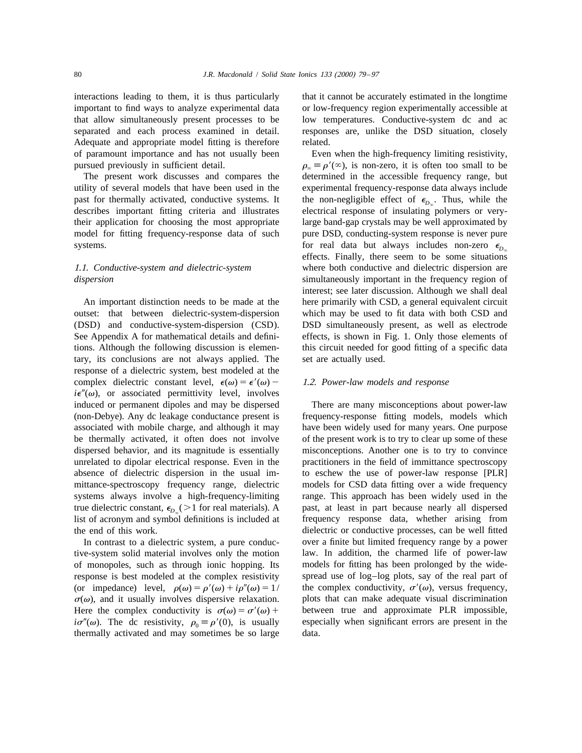interactions leading to them, it is thus particularly important to find ways to analyze experimental data that allow simultaneously present processes to be separated and each process examined in detail. Adequate and appropriate model fitting is therefore of paramount importance and has not usually been pursued previously in sufficient detail.

The present work discusses and compares the utility of several models that have been used in the past for thermally activated, conductive systems. It describes important fitting criteria and illustrates their application for choosing the most appropriate model for fitting frequency-response data of such systems.

### 1.1. Conductive-system and dielectric-system dispersion

An important distinction needs to be made at the outset: that between dielectric-system-dispersion (DSD) and conductive-system-dispersion (CSD). See Appendix A for mathematical details and definitions. Although the following discussion is elementary, its conclusions are not always applied. The response of a dielectric system, best modeled at the complex dielectric constant level, $\epsilon(\omega) = \epsilon'(\omega) - i\epsilon''(\omega)$, or associated permittivity level, involves induced or permanent dipoles and may be dispersed (non-Debye). Any dc leakage conductance present is associated with mobile charge, and although it may be thermally activated, it often does not involve dispersed behavior, and its magnitude is essentially unrelated to dipolar electrical response. Even in the absence of dielectric dispersion in the usual immittance-spectroscopy frequency range, dielectric systems always involve a high-frequency-limiting true dielectric constant, $\epsilon_{D_\infty}$ ($>1$ for real materials). A list of acronym and symbol definitions is included at the end of this work.

In contrast to a dielectric system, a pure conductive-system solid material involves only the motion of monopoles, such as through ionic hopping. Its response is best modeled at the complex resistivity (or impedance) level, $\rho(\omega) = \rho'(\omega) + i\rho''(\omega) = 1/\sigma(\omega)$, and it usually involves dispersive relaxation. Here the complex conductivity is $\sigma(\omega) = \sigma'(\omega) + i\sigma''(\omega)$. The dc resistivity, $\rho_0 \equiv \rho'(0)$, is usually thermally activated and may sometimes be so large that it cannot be accurately estimated in the longtime or low-frequency region experimentally accessible at low temperatures. Conductive-system dc and ac responses are, unlike the DSD situation, closely related.

Even when the high-frequency limiting resistivity, $\rho_\infty \equiv \rho'(\infty)$, is non-zero, it is often too small to be determined in the accessible frequency range, but experimental frequency-response data always include the non-negligible effect of $\epsilon_{D_\infty}$. Thus, while the electrical response of insulating polymers or very-large band-gap crystals may be well approximated by pure DSD, conducting-system response is never pure for real data but always includes non-zero $\epsilon_{D_\infty}$ effects. Finally, there seem to be some situations where both conductive and dielectric dispersion are simultaneously important in the frequency region of interest; see later discussion. Although we shall deal here primarily with CSD, a general equivalent circuit which may be used to fit data with both CSD and DSD simultaneously present, as well as electrode effects, is shown in Fig. 1. Only those elements of this circuit needed for good fitting of a specific data set are actually used.

### 1.2. Power-law models and response

There are many misconceptions about power-law frequency-response fitting models, models which have been widely used for many years. One purpose of the present work is to try to clear up some of these misconceptions. Another one is to try to convince practitioners in the field of immittance spectroscopy to eschew the use of power-law response [PLR] models for CSD data fitting over a wide frequency range. This approach has been widely used in the past, at least in part because nearly all dispersed frequency response data, whether arising from dielectric or conductive processes, can be well fitted over a finite but limited frequency range by a power law. In addition, the charmed life of power-law models for fitting has been prolonged by the widespread use of log–log plots, say of the real part of the complex conductivity, $\sigma'(\omega)$, versus frequency, plots that can make adequate visual discrimination between true and approximate PLR impossible, especially when significant errors are present in the data.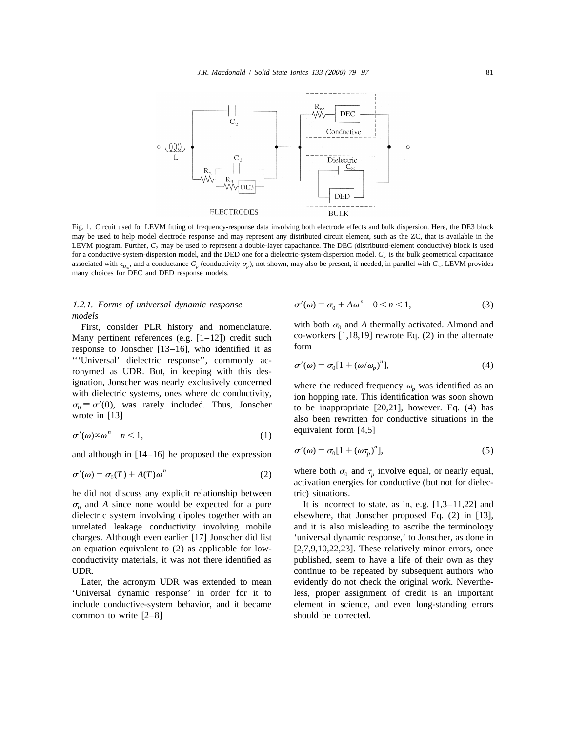Fig. 1. Circuit used for LEVM fitting of frequency-response data involving both electrode effects and bulk dispersion. Here, the DE3 block may be used to help model electrode response and may represent any distributed circuit element, such as the ZC, that is available in the LEVM program. Further, $C_2$ may be used to represent a double-layer capacitance. The DEC (distributed-element conductive) block is used for a conductive-system-dispersion model, and the DED one for a dielectric-system-dispersion model. $C_\infty$ is the bulk geometrical capacitance associated with $\epsilon_{D_\infty}$, and a conductance $G_p$ (conductivity $\sigma_p$), not shown, may also be present, if needed, in parallel with $C_\infty$. LEVM provides many choices for DEC and DED response models.

#### 1.2.1. Forms of universal dynamic response models

First, consider PLR history and nomenclature. Many pertinent references (e.g. [1–12]) credit such response to Jonscher [13–16], who identified it as '''Universal' dielectric response'', commonly acronymed as UDR. But, in keeping with this designation, Jonscher was nearly exclusively concerned with dielectric systems, ones where dc conductivity, $\sigma_0 \equiv \sigma'(0)$, was rarely included. Thus, Jonscher wrote in [13]

$$\sigma'(\omega) \propto \omega^n \quad n < 1, \tag{1}$$

and although in [14–16] he proposed the expression

$$\sigma'(\omega) = \sigma_0(T) + A(T)\omega^n \tag{2}$$

he did not discuss any explicit relationship between $\sigma_0$ and $A$ since none would be expected for a pure dielectric system involving dipoles together with an unrelated leakage conductivity involving mobile charges. Although even earlier [17] Jonscher did list an equation equivalent to (2) as applicable for low-conductivity materials, it was not there identified as UDR.

Later, the acronym UDR was extended to mean 'Universal dynamic response' in order for it to include conductive-system behavior, and it became common to write [2–8]

$$\sigma'(\omega) = \sigma_0 + A\omega^n \quad 0 < n < 1, \tag{3}$$

with both $\sigma_0$ and $A$ thermally activated. Almond and co-workers [1,18,19] rewrote Eq. (2) in the alternate form

$$\sigma'(\omega) = \sigma_0[1 + (\omega/\omega_p)^n], \tag{4}$$

where the reduced frequency $\omega_p$ was identified as an ion hopping rate. This identification was soon shown to be inappropriate [20,21], however. Eq. (4) has also been rewritten for conductive situations in the equivalent form [4,5]

$$\sigma'(\omega) = \sigma_0[1 + (\omega\tau_p)^n], \tag{5}$$

where both $\sigma_0$ and $\tau_p$ involve equal, or nearly equal, activation energies for conductive (but not for dielectric) situations.

It is incorrect to state, as in, e.g. [1,3–11,22] and elsewhere, that Jonscher proposed Eq. (2) in [13], and it is also misleading to ascribe the terminology 'universal dynamic response,' to Jonscher, as done in [2,7,9,10,22,23]. These relatively minor errors, once published, seem to have a life of their own as they continue to be repeated by subsequent authors who evidently do not check the original work. Nevertheless, proper assignment of credit is an important element in science, and even long-standing errors should be corrected.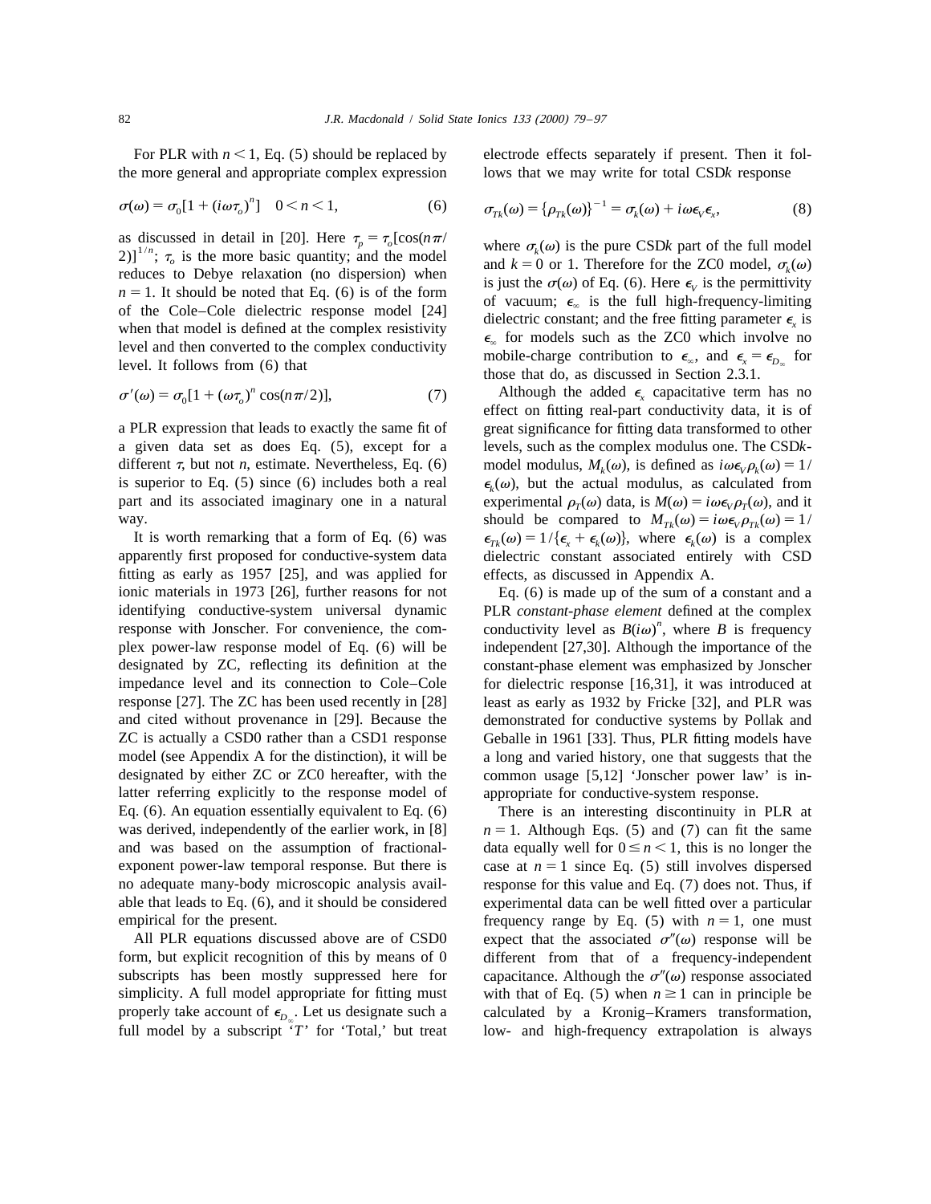For PLR with $n < 1$, Eq. (5) should be replaced by the more general and appropriate complex expression

$$\sigma(\omega) = \sigma_0[1 + (i\omega\tau_o)^n] \quad 0 < n < 1, \tag{6}$$

as discussed in detail in [20]. Here $\tau_p = \tau_o[\cos(n\pi/2)]^{1/n}$; $\tau_o$ is the more basic quantity; and the model reduces to Debye relaxation (no dispersion) when $n = 1$. It should be noted that Eq. (6) is of the form of the Cole–Cole dielectric response model [24] when that model is defined at the complex resistivity level and then converted to the complex conductivity level. It follows from (6) that

$$\sigma'(\omega) = \sigma_0[1 + (\omega\tau_o)^n \cos(n\pi/2)], \tag{7}$$

a PLR expression that leads to exactly the same fit of a given data set as does Eq. (5), except for a different $\tau$, but not $n$, estimate. Nevertheless, Eq. (6) is superior to Eq. (5) since (6) includes both a real part and its associated imaginary one in a natural way.

It is worth remarking that a form of Eq. (6) was apparently first proposed for conductive-system data fitting as early as 1957 [25], and was applied for ionic materials in 1973 [26], further reasons for not identifying conductive-system universal dynamic response with Jonscher. For convenience, the complex power-law response model of Eq. (6) will be designated by ZC, reflecting its definition at the impedance level and its connection to Cole–Cole response [27]. The ZC has been used recently in [28] and cited without provenance in [29]. Because the ZC is actually a CSD0 rather than a CSD1 response model (see Appendix A for the distinction), it will be designated by either ZC or ZC0 hereafter, with the latter referring explicitly to the response model of Eq. (6). An equation essentially equivalent to Eq. (6) was derived, independently of the earlier work, in [8] and was based on the assumption of fractional-exponent power-law temporal response. But there is no adequate many-body microscopic analysis available that leads to Eq. (6), and it should be considered empirical for the present.

All PLR equations discussed above are of CSD0 form, but explicit recognition of this by means of 0 subscripts has been mostly suppressed here for simplicity. A full model appropriate for fitting must properly take account of $\epsilon_{D_\infty}$. Let us designate such a full model by a subscript '$T$' for 'Total,' but treat electrode effects separately if present. Then it follows that we may write for total CSD$k$ response

$$\sigma_{Tk}(\omega) = \{\rho_{Tk}(\omega)\}^{-1} = \sigma_k(\omega) + i\omega\epsilon_V\epsilon_x, \tag{8}$$

where $\sigma_k(\omega)$ is the pure CSD$k$ part of the full model and $k = 0$ or 1. Therefore for the ZC0 model, $\sigma_k(\omega)$ is just the $\sigma(\omega)$ of Eq. (6). Here $\epsilon_V$ is the permittivity of vacuum; $\epsilon_\infty$ is the full high-frequency-limiting dielectric constant; and the free fitting parameter $\epsilon_x$ is $\epsilon_\infty$ for models such as the ZC0 which involve no mobile-charge contribution to $\epsilon_\infty$, and $\epsilon_x = \epsilon_{D_\infty}$ for those that do, as discussed in Section 2.3.1.

Although the added $\epsilon_x$ capacitative term has no effect on fitting real-part conductivity data, it is of great significance for fitting data transformed to other levels, such as the complex modulus one. The CSD$k$-model modulus, $M_k(\omega)$, is defined as $i\omega\epsilon_V\rho_k(\omega) = 1/\epsilon_k(\omega)$, but the actual modulus, as calculated from experimental $\rho_T(\omega)$ data, is $M(\omega) = i\omega\epsilon_V\rho_T(\omega)$, and it should be compared to $M_{Tk}(\omega) = i\omega\epsilon_V\rho_{Tk}(\omega) = 1/\epsilon_{Tk}(\omega) = 1/\{\epsilon_x + \epsilon_k(\omega)\}$, where $\epsilon_k(\omega)$ is a complex dielectric constant associated entirely with CSD effects, as discussed in Appendix A.

Eq. (6) is made up of the sum of a constant and a PLR *constant-phase element* defined at the complex conductivity level as $B(i\omega)^n$, where $B$ is frequency independent [27,30]. Although the importance of the constant-phase element was emphasized by Jonscher for dielectric response [16,31], it was introduced at least as early as 1932 by Fricke [32], and PLR was demonstrated for conductive systems by Pollak and Geballe in 1961 [33]. Thus, PLR fitting models have a long and varied history, one that suggests that the common usage [5,12] 'Jonscher power law' is inappropriate for conductive-system response.

There is an interesting discontinuity in PLR at $n = 1$. Although Eqs. (5) and (7) can fit the same data equally well for $0 \leq n < 1$, this is no longer the case at $n = 1$ since Eq. (5) still involves dispersed response for this value and Eq. (7) does not. Thus, if experimental data can be well fitted over a particular frequency range by Eq. (5) with $n = 1$, one must expect that the associated $\sigma''(\omega)$ response will be different from that of a frequency-independent capacitance. Although the $\sigma''(\omega)$ response associated with that of Eq. (5) when $n \geq 1$ can in principle be calculated by a Kronig–Kramers transformation, low- and high-frequency extrapolation is always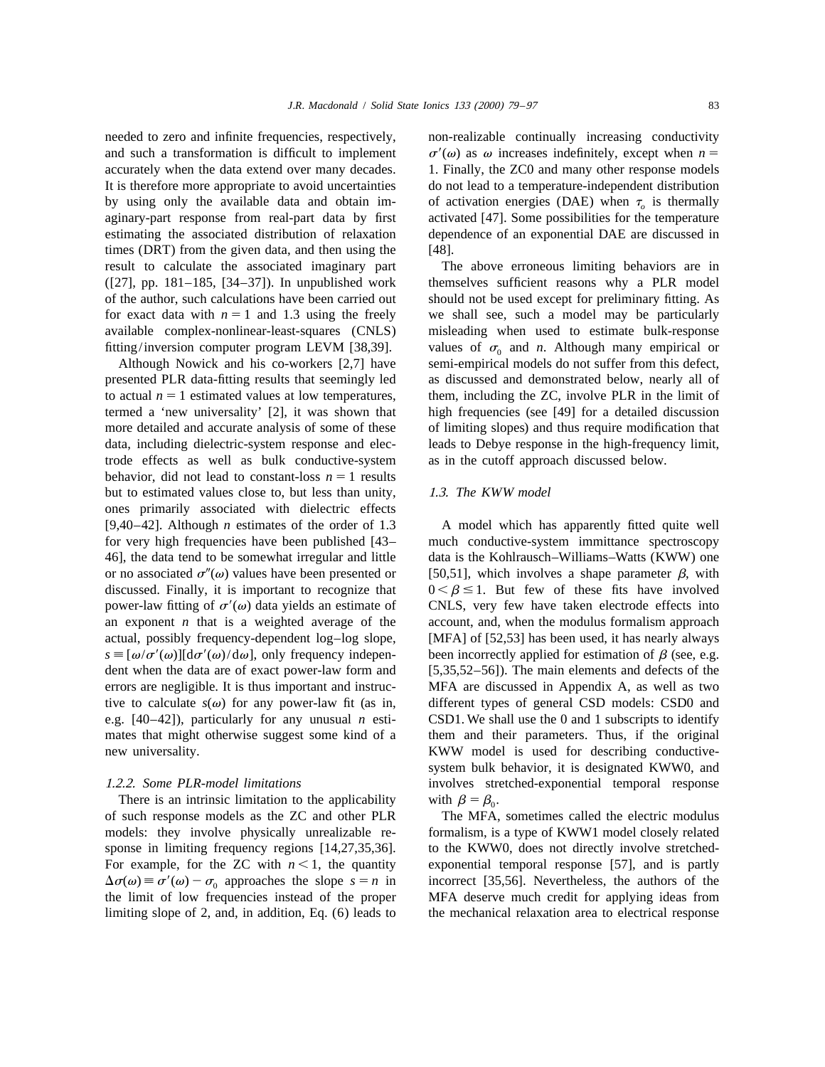needed to zero and infinite frequencies, respectively, and such a transformation is difficult to implement accurately when the data extend over many decades. It is therefore more appropriate to avoid uncertainties by using only the available data and obtain imaginary-part response from real-part data by first estimating the associated distribution of relaxation times (DRT) from the given data, and then using the result to calculate the associated imaginary part ([27], pp. 181–185, [34–37]). In unpublished work of the author, such calculations have been carried out for exact data with $n = 1$ and 1.3 using the freely available complex-nonlinear-least-squares (CNLS) fitting/inversion computer program LEVM [38,39].

Although Nowick and his co-workers [2,7] have presented PLR data-fitting results that seemingly led to actual $n = 1$ estimated values at low temperatures, termed a 'new universality' [2], it was shown that more detailed and accurate analysis of some of these data, including dielectric-system response and electrode effects as well as bulk conductive-system behavior, did not lead to constant-loss $n = 1$ results but to estimated values close to, but less than unity, ones primarily associated with dielectric effects [9,40–42]. Although $n$ estimates of the order of 1.3 for very high frequencies have been published [43–46], the data tend to be somewhat irregular and little or no associated $\sigma''(\omega)$ values have been presented or discussed. Finally, it is important to recognize that power-law fitting of $\sigma'(\omega)$ data yields an estimate of an exponent $n$ that is a weighted average of the actual, possibly frequency-dependent log–log slope, $s \equiv [\omega/\sigma'(\omega)][\mathrm{d}\sigma'(\omega)/\mathrm{d}\omega]$, only frequency independent when the data are of exact power-law form and errors are negligible. It is thus important and instructive to calculate $s(\omega)$ for any power-law fit (as in, e.g. [40–42]), particularly for any unusual $n$ estimates that might otherwise suggest some kind of a new universality.

#### 1.2.2. Some PLR-model limitations

There is an intrinsic limitation to the applicability of such response models as the ZC and other PLR models: they involve physically unrealizable response in limiting frequency regions [14,27,35,36]. For example, for the ZC with $n < 1$, the quantity $\Delta\sigma(\omega) \equiv \sigma'(\omega) - \sigma_0$ approaches the slope $s = n$ in the limit of low frequencies instead of the proper limiting slope of 2, and, in addition, Eq. (6) leads to non-realizable continually increasing conductivity $\sigma'(\omega)$ as $\omega$ increases indefinitely, except when $n = 1$. Finally, the ZC0 and many other response models do not lead to a temperature-independent distribution of activation energies (DAE) when $\tau_o$ is thermally activated [47]. Some possibilities for the temperature dependence of an exponential DAE are discussed in [48].

The above erroneous limiting behaviors are in themselves sufficient reasons why a PLR model should not be used except for preliminary fitting. As we shall see, such a model may be particularly misleading when used to estimate bulk-response values of $\sigma_0$ and $n$. Although many empirical or semi-empirical models do not suffer from this defect, as discussed and demonstrated below, nearly all of them, including the ZC, involve PLR in the limit of high frequencies (see [49] for a detailed discussion of limiting slopes) and thus require modification that leads to Debye response in the high-frequency limit, as in the cutoff approach discussed below.

### 1.3. The KWW model

A model which has apparently fitted quite well much conductive-system immittance spectroscopy data is the Kohlrausch–Williams–Watts (KWW) one [50,51], which involves a shape parameter $\beta$, with $0 < \beta \leq 1$. But few of these fits have involved CNLS, very few have taken electrode effects into account, and, when the modulus formalism approach [MFA] of [52,53] has been used, it has nearly always been incorrectly applied for estimation of $\beta$ (see, e.g. [5,35,52–56]). The main elements and defects of the MFA are discussed in Appendix A, as well as two different types of general CSD models: CSD0 and CSD1. We shall use the 0 and 1 subscripts to identify them and their parameters. Thus, if the original KWW model is used for describing conductive-system bulk behavior, it is designated KWW0, and involves stretched-exponential temporal response with $\beta = \beta_0$.

The MFA, sometimes called the electric modulus formalism, is a type of KWW1 model closely related to the KWW0, does not directly involve stretched-exponential temporal response [57], and is partly incorrect [35,56]. Nevertheless, the authors of the MFA deserve much credit for applying ideas from the mechanical relaxation area to electrical response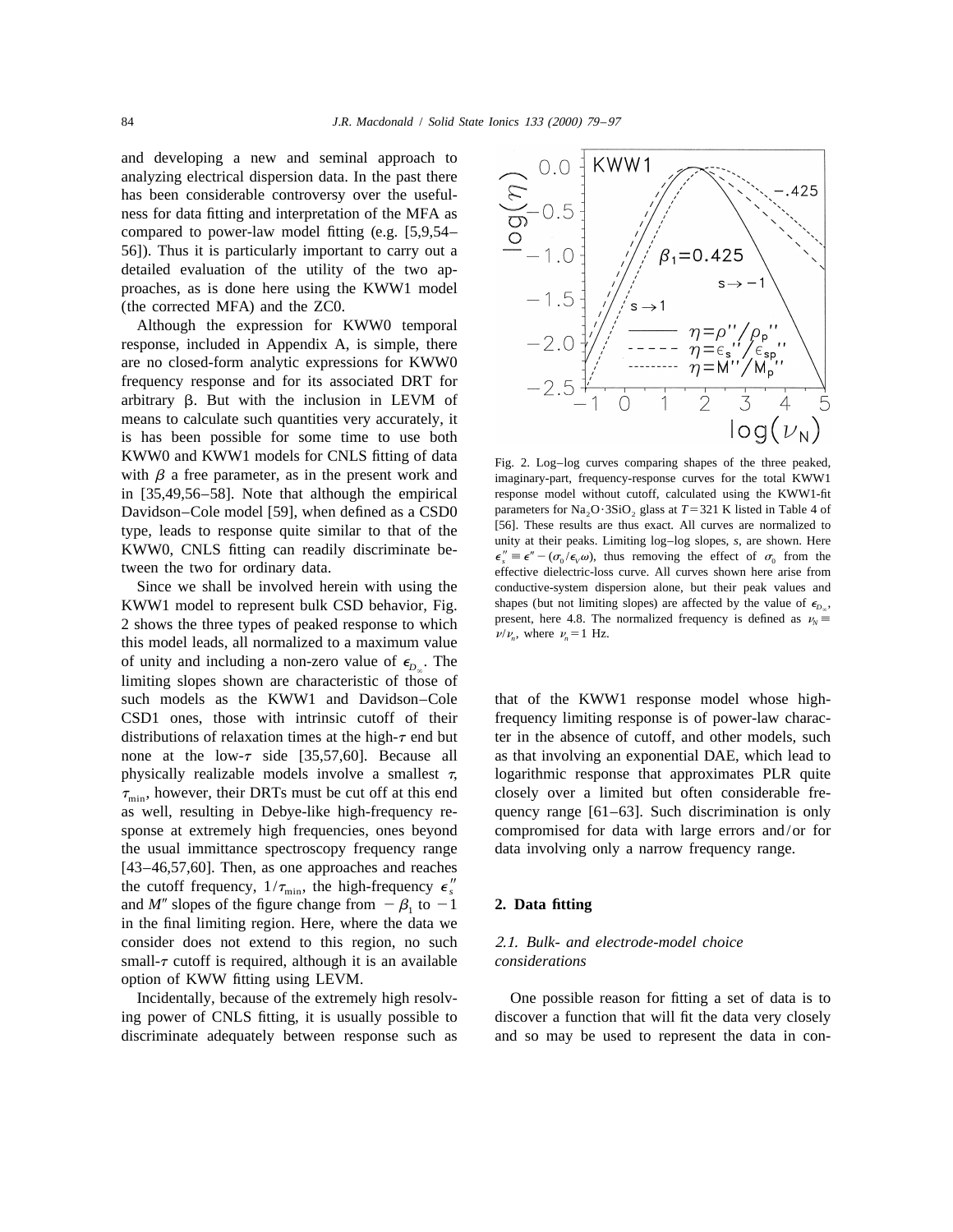and developing a new and seminal approach to analyzing electrical dispersion data. In the past there has been considerable controversy over the usefulness for data fitting and interpretation of the MFA as compared to power-law model fitting (e.g. [5,9,54–56]). Thus it is particularly important to carry out a detailed evaluation of the utility of the two approaches, as is done here using the KWW1 model (the corrected MFA) and the ZC0.

Although the expression for KWW0 temporal response, included in Appendix A, is simple, there are no closed-form analytic expressions for KWW0 frequency response and for its associated DRT for arbitrary β. But with the inclusion in LEVM of means to calculate such quantities very accurately, it is has been possible for some time to use both KWW0 and KWW1 models for CNLS fitting of data with $\beta$ a free parameter, as in the present work and in [35,49,56–58]. Note that although the empirical Davidson–Cole model [59], when defined as a CSD0 type, leads to response quite similar to that of the KWW0, CNLS fitting can readily discriminate between the two for ordinary data.

Since we shall be involved herein with using the KWW1 model to represent bulk CSD behavior, Fig. 2 shows the three types of peaked response to which this model leads, all normalized to a maximum value of unity and including a non-zero value of $\epsilon_{D_\infty}$. The limiting slopes shown are characteristic of those of such models as the KWW1 and Davidson–Cole CSD1 ones, those with intrinsic cutoff of their distributions of relaxation times at the high-$\tau$ end but none at the low-$\tau$ side [35,57,60]. Because all physically realizable models involve a smallest $\tau$, $\tau_{\min}$, however, their DRTs must be cut off at this end as well, resulting in Debye-like high-frequency response at extremely high frequencies, ones beyond the usual immittance spectroscopy frequency range [43–46,57,60]. Then, as one approaches and reaches the cutoff frequency, $1/\tau_{\min}$, the high-frequency $\epsilon_s''$ and $M''$ slopes of the figure change from $-\beta_1$ to $-1$ in the final limiting region. Here, where the data we consider does not extend to this region, no such small-$\tau$ cutoff is required, although it is an available option of KWW fitting using LEVM.

Fig. 2. Log–log curves comparing shapes of the three peaked, imaginary-part, frequency-response curves for the total KWW1 response model without cutoff, calculated using the KWW1-fit parameters for $Na_2O\cdot 3SiO_2$ glass at $T=321$ K listed in Table 4 of [56]. These results are thus exact. All curves are normalized to unity at their peaks. Limiting log–log slopes, $s$, are shown. Here $\epsilon_s'' \equiv \epsilon'' - (\sigma_0/\epsilon_V\omega)$, thus removing the effect of $\sigma_0$ from the effective dielectric-loss curve. All curves shown here arise from conductive-system dispersion alone, but their peak values and shapes (but not limiting slopes) are affected by the value of $\epsilon_{D_\infty}$, present, here 4.8. The normalized frequency is defined as $\nu_N \equiv \nu/\nu_n$, where $\nu_n = 1$ Hz.

Incidentally, because of the extremely high resolving power of CNLS fitting, it is usually possible to discriminate adequately between response such as that of the KWW1 response model whose high-frequency limiting response is of power-law character in the absence of cutoff, and other models, such as that involving an exponential DAE, which lead to logarithmic response that approximates PLR quite closely over a limited but often considerable frequency range [61–63]. Such discrimination is only compromised for data with large errors and/or for data involving only a narrow frequency range.

## 2. Data fitting

### 2.1. Bulk- and electrode-model choice considerations

One possible reason for fitting a set of data is to discover a function that will fit the data very closely and so may be used to represent the data in con-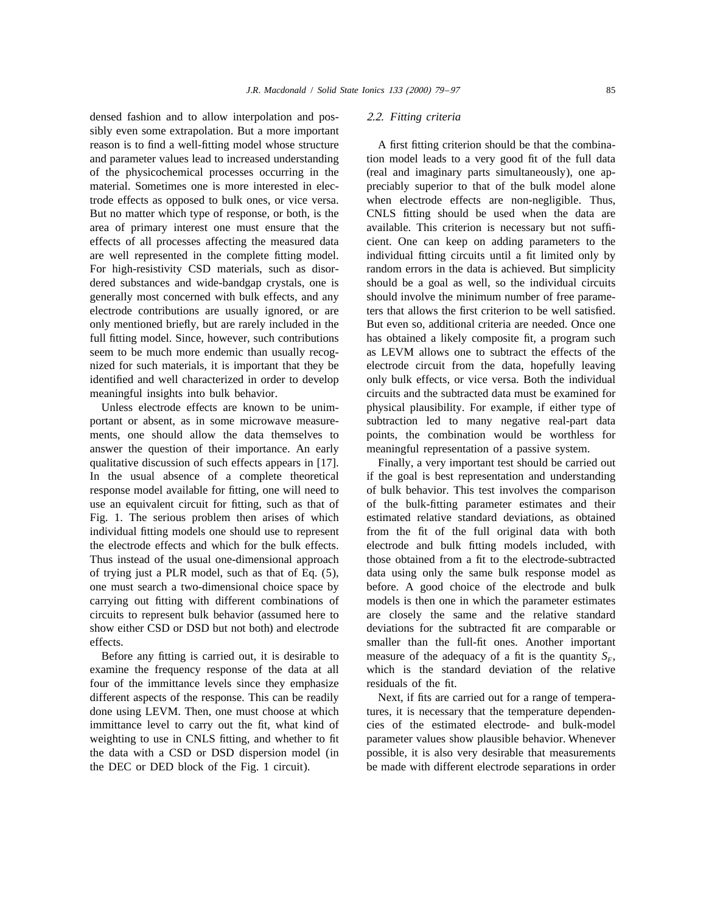densed fashion and to allow interpolation and possibly even some extrapolation. But a more important reason is to find a well-fitting model whose structure and parameter values lead to increased understanding of the physicochemical processes occurring in the material. Sometimes one is more interested in electrode effects as opposed to bulk ones, or vice versa. But no matter which type of response, or both, is the area of primary interest one must ensure that the effects of all processes affecting the measured data are well represented in the complete fitting model. For high-resistivity CSD materials, such as disordered substances and wide-bandgap crystals, one is generally most concerned with bulk effects, and any electrode contributions are usually ignored, or are only mentioned briefly, but are rarely included in the full fitting model. Since, however, such contributions seem to be much more endemic than usually recognized for such materials, it is important that they be identified and well characterized in order to develop meaningful insights into bulk behavior.

Unless electrode effects are known to be unimportant or absent, as in some microwave measurements, one should allow the data themselves to answer the question of their importance. An early qualitative discussion of such effects appears in [17]. In the usual absence of a complete theoretical response model available for fitting, one will need to use an equivalent circuit for fitting, such as that of Fig. 1. The serious problem then arises of which individual fitting models one should use to represent the electrode effects and which for the bulk effects. Thus instead of the usual one-dimensional approach of trying just a PLR model, such as that of Eq. (5), one must search a two-dimensional choice space by carrying out fitting with different combinations of circuits to represent bulk behavior (assumed here to show either CSD or DSD but not both) and electrode effects.

Before any fitting is carried out, it is desirable to examine the frequency response of the data at all four of the immittance levels since they emphasize different aspects of the response. This can be readily done using LEVM. Then, one must choose at which immittance level to carry out the fit, what kind of weighting to use in CNLS fitting, and whether to fit the data with a CSD or DSD dispersion model (in the DEC or DED block of the Fig. 1 circuit).

### 2.2. Fitting criteria

A first fitting criterion should be that the combination model leads to a very good fit of the full data (real and imaginary parts simultaneously), one appreciably superior to that of the bulk model alone when electrode effects are non-negligible. Thus, CNLS fitting should be used when the data are available. This criterion is necessary but not sufficient. One can keep on adding parameters to the individual fitting circuits until a fit limited only by random errors in the data is achieved. But simplicity should be a goal as well, so the individual circuits should involve the minimum number of free parameters that allows the first criterion to be well satisfied. But even so, additional criteria are needed. Once one has obtained a likely composite fit, a program such as LEVM allows one to subtract the effects of the electrode circuit from the data, hopefully leaving only bulk effects, or vice versa. Both the individual circuits and the subtracted data must be examined for physical plausibility. For example, if either type of subtraction led to many negative real-part data points, the combination would be worthless for meaningful representation of a passive system.

Finally, a very important test should be carried out if the goal is best representation and understanding of bulk behavior. This test involves the comparison of the bulk-fitting parameter estimates and their estimated relative standard deviations, as obtained from the fit of the full original data with both electrode and bulk fitting models included, with those obtained from a fit to the electrode-subtracted data using only the same bulk response model as before. A good choice of the electrode and bulk models is then one in which the parameter estimates are closely the same and the relative standard deviations for the subtracted fit are comparable or smaller than the full-fit ones. Another important measure of the adequacy of a fit is the quantity $S_F$, which is the standard deviation of the relative residuals of the fit.

Next, if fits are carried out for a range of temperatures, it is necessary that the temperature dependencies of the estimated electrode- and bulk-model parameter values show plausible behavior. Whenever possible, it is also very desirable that measurements be made with different electrode separations in order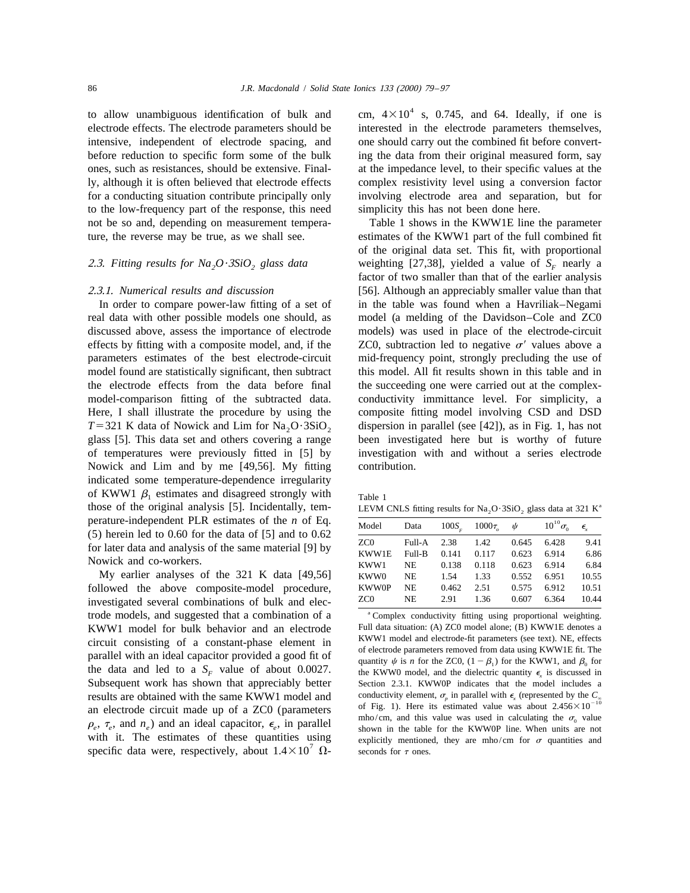to allow unambiguous identification of bulk and electrode effects. The electrode parameters should be intensive, independent of electrode spacing, and before reduction to specific form some of the bulk ones, such as resistances, should be extensive. Finally, although it is often believed that electrode effects for a conducting situation contribute principally only to the low-frequency part of the response, this need not be so and, depending on measurement temperature, the reverse may be true, as we shall see.

### 2.3. Fitting results for $Na_2O \cdot 3SiO_2$ glass data

#### 2.3.1. Numerical results and discussion

In order to compare power-law fitting of a set of real data with other possible models one should, as discussed above, assess the importance of electrode effects by fitting with a composite model, and, if the parameters estimates of the best electrode-circuit model found are statistically significant, then subtract the electrode effects from the data before final model-comparison fitting of the subtracted data. Here, I shall illustrate the procedure by using the $T = 321$ K data of Nowick and Lim for $Na_2O \cdot 3SiO_2$ glass [5]. This data set and others covering a range of temperatures were previously fitted in [5] by Nowick and Lim and by me [49,56]. My fitting indicated some temperature-dependence irregularity of KWW1 $\beta_1$ estimates and disagreed strongly with those of the original analysis [5]. Incidentally, temperature-independent PLR estimates of the $n$ of Eq. (5) herein led to 0.60 for the data of [5] and to 0.62 for later data and analysis of the same material [9] by Nowick and co-workers.

My earlier analyses of the 321 K data [49,56] followed the above composite-model procedure, investigated several combinations of bulk and electrode models, and suggested that a combination of a KWW1 model for bulk behavior and an electrode circuit consisting of a constant-phase element in parallel with an ideal capacitor provided a good fit of the data and led to a $S_F$ value of about 0.0027. Subsequent work has shown that appreciably better results are obtained with the same KWW1 model and an electrode circuit made up of a ZC0 (parameters $\rho_e$, $\tau_e$, and $n_e$) and an ideal capacitor, $\epsilon_e$, in parallel with it. The estimates of these quantities using specific data were, respectively, about $1.4 \times 10^7$ Ω-cm, $4 \times 10^4$ s, 0.745, and 64. Ideally, if one is interested in the electrode parameters themselves, one should carry out the combined fit before converting the data from their original measured form, say at the impedance level, to their specific values at the complex resistivity level using a conversion factor involving electrode area and separation, but for simplicity this has not been done here.

Table 1 shows in the KWW1E line the parameter estimates of the KWW1 part of the full combined fit of the original data set. This fit, with proportional weighting [27,38], yielded a value of $S_F$ nearly a factor of two smaller than that of the earlier analysis [56]. Although an appreciably smaller value than that in the table was found when a Havriliak–Negami model (a melding of the Davidson–Cole and ZC0 models) was used in place of the electrode-circuit ZC0, subtraction led to negative $\sigma'$ values above a mid-frequency point, strongly precluding the use of this model. All fit results shown in this table and in the succeeding one were carried out at the complex-conductivity immittance level. For simplicity, a composite fitting model involving CSD and DSD dispersion in parallel (see [42]), as in Fig. 1, has not been investigated here but is worthy of future investigation with and without a series electrode contribution.

Table 1
LEVM CNLS fitting results for $Na_2O \cdot 3SiO_2$ glass data at 321 K[a]

| Model | Data | $100S_F$ | $1000\tau_o$ | $\psi$ | $10^{10}\sigma_0$ | $\epsilon_x$ |
|---|---|---|---|---|---|---|
| ZC0 | Full-A | 2.38 | 1.42 | 0.645 | 6.428 | 9.41 |
| KWW1E | Full-B | 0.141 | 0.117 | 0.623 | 6.914 | 6.86 |
| KWW1 | NE | 0.138 | 0.118 | 0.623 | 6.914 | 6.84 |
| KWW0 | NE | 1.54 | 1.33 | 0.552 | 6.951 | 10.55 |
| KWW0P | NE | 0.462 | 2.51 | 0.575 | 6.912 | 10.51 |
| ZC0 | NE | 2.91 | 1.36 | 0.607 | 6.364 | 10.44 |

[a] Complex conductivity fitting using proportional weighting. Full data situation: (A) ZC0 model alone; (B) KWW1E denotes a KWW1 model and electrode-fit parameters (see text). NE, effects of electrode parameters removed from data using KWW1E fit. The quantity $\psi$ is $n$ for the ZC0, $(1-\beta_1)$ for the KWW1, and $\beta_0$ for the KWW0 model, and the dielectric quantity $\epsilon_x$ is discussed in Section 2.3.1. KWW0P indicates that the model includes a conductivity element, $\sigma_p$ in parallel with $\epsilon_x$ (represented by the $C_\infty$ of Fig. 1). Here its estimated value was about $2.456 \times 10^{-10}$ mho/cm, and this value was used in calculating the $\sigma_0$ value shown in the table for the KWW0P line. When units are not explicitly mentioned, they are mho/cm for $\sigma$ quantities and seconds for $\tau$ ones.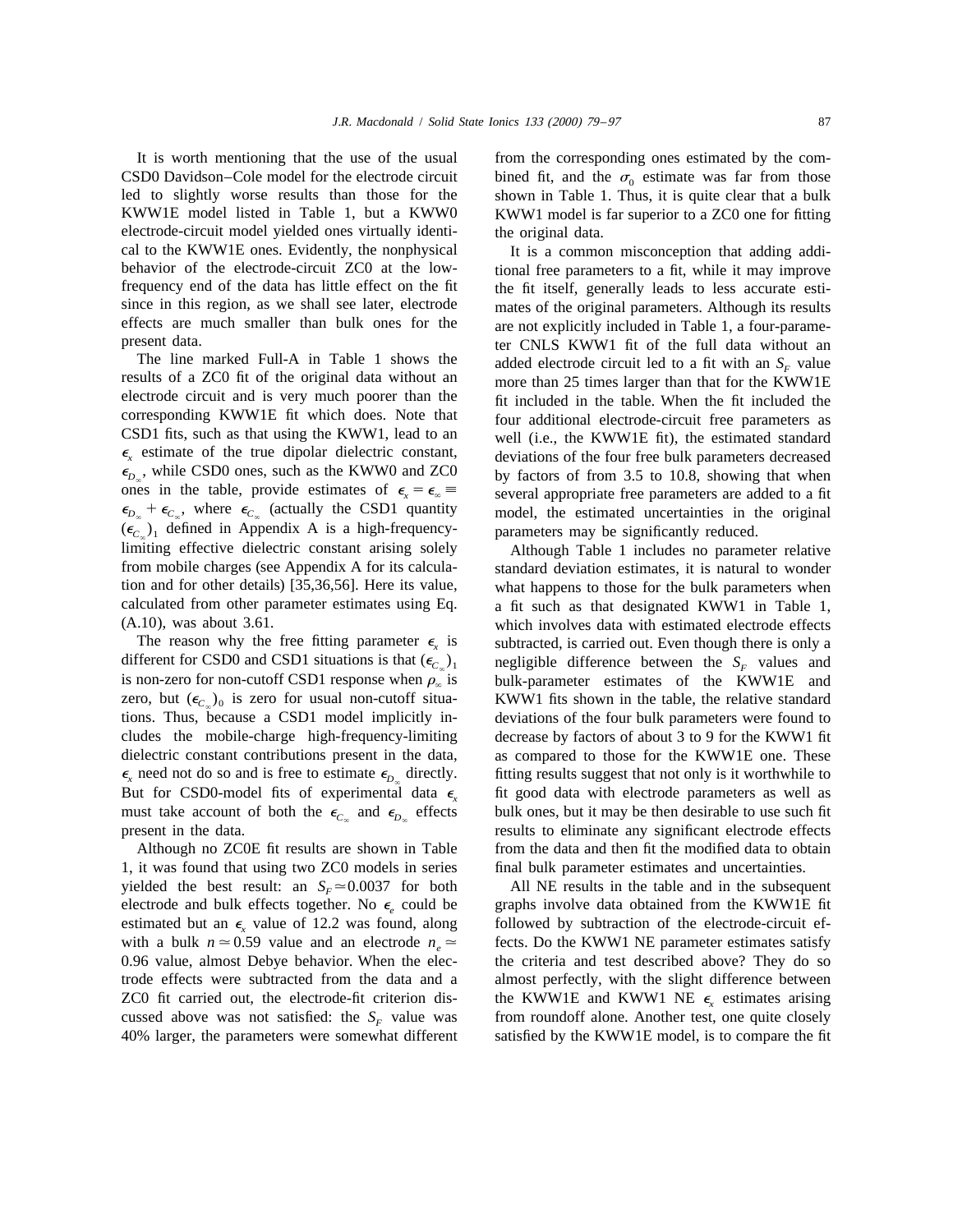It is worth mentioning that the use of the usual CSD0 Davidson–Cole model for the electrode circuit led to slightly worse results than those for the KWW1E model listed in Table 1, but a KWW0 electrode-circuit model yielded ones virtually identical to the KWW1E ones. Evidently, the nonphysical behavior of the electrode-circuit ZC0 at the low-frequency end of the data has little effect on the fit since in this region, as we shall see later, electrode effects are much smaller than bulk ones for the present data.

The line marked Full-A in Table 1 shows the results of a ZC0 fit of the original data without an electrode circuit and is very much poorer than the corresponding KWW1E fit which does. Note that CSD1 fits, such as that using the KWW1, lead to an $\epsilon_x$ estimate of the true dipolar dielectric constant, $\epsilon_{D_\infty}$, while CSD0 ones, such as the KWW0 and ZC0 ones in the table, provide estimates of $\epsilon_x = \epsilon_\infty \equiv \epsilon_{D_\infty} + \epsilon_{C_\infty}$, where $\epsilon_{C_\infty}$ (actually the CSD1 quantity $(\epsilon_{C_\infty})_1$ defined in Appendix A is a high-frequency-limiting effective dielectric constant arising solely from mobile charges (see Appendix A for its calculation and for other details) [35,36,56]. Here its value, calculated from other parameter estimates using Eq. (A.10), was about 3.61.

The reason why the free fitting parameter $\epsilon_x$ is different for CSD0 and CSD1 situations is that $(\epsilon_{C_\infty})_1$ is non-zero for non-cutoff CSD1 response when $\rho_\infty$ is zero, but $(\epsilon_{C_\infty})_0$ is zero for usual non-cutoff situations. Thus, because a CSD1 model implicitly includes the mobile-charge high-frequency-limiting dielectric constant contributions present in the data, $\epsilon_x$ need not do so and is free to estimate $\epsilon_{D_\infty}$ directly. But for CSD0-model fits of experimental data $\epsilon_x$ must take account of both the $\epsilon_{C_\infty}$ and $\epsilon_{D_\infty}$ effects present in the data.

Although no ZC0E fit results are shown in Table 1, it was found that using two ZC0 models in series yielded the best result: an $S_F \simeq 0.0037$ for both electrode and bulk effects together. No $\epsilon_e$ could be estimated but an $\epsilon_x$ value of 12.2 was found, along with a bulk $n \simeq 0.59$ value and an electrode $n_e \simeq 0.96$ value, almost Debye behavior. When the electrode effects were subtracted from the data and a ZC0 fit carried out, the electrode-fit criterion discussed above was not satisfied: the $S_F$ value was 40% larger, the parameters were somewhat different from the corresponding ones estimated by the combined fit, and the $\sigma_0$ estimate was far from those shown in Table 1. Thus, it is quite clear that a bulk KWW1 model is far superior to a ZC0 one for fitting the original data.

It is a common misconception that adding additional free parameters to a fit, while it may improve the fit itself, generally leads to less accurate estimates of the original parameters. Although its results are not explicitly included in Table 1, a four-parameter CNLS KWW1 fit of the full data without an added electrode circuit led to a fit with an $S_F$ value more than 25 times larger than that for the KWW1E fit included in the table. When the fit included the four additional electrode-circuit free parameters as well (i.e., the KWW1E fit), the estimated standard deviations of the four free bulk parameters decreased by factors of from 3.5 to 10.8, showing that when several appropriate free parameters are added to a fit model, the estimated uncertainties in the original parameters may be significantly reduced.

Although Table 1 includes no parameter relative standard deviation estimates, it is natural to wonder what happens to those for the bulk parameters when a fit such as that designated KWW1 in Table 1, which involves data with estimated electrode effects subtracted, is carried out. Even though there is only a negligible difference between the $S_F$ values and bulk-parameter estimates of the KWW1E and KWW1 fits shown in the table, the relative standard deviations of the four bulk parameters were found to decrease by factors of about 3 to 9 for the KWW1 fit as compared to those for the KWW1E one. These fitting results suggest that not only is it worthwhile to fit good data with electrode parameters as well as bulk ones, but it may be then desirable to use such fit results to eliminate any significant electrode effects from the data and then fit the modified data to obtain final bulk parameter estimates and uncertainties.

All NE results in the table and in the subsequent graphs involve data obtained from the KWW1E fit followed by subtraction of the electrode-circuit effects. Do the KWW1 NE parameter estimates satisfy the criteria and test described above? They do so almost perfectly, with the slight difference between the KWW1E and KWW1 NE $\epsilon_x$ estimates arising from roundoff alone. Another test, one quite closely satisfied by the KWW1E model, is to compare the fit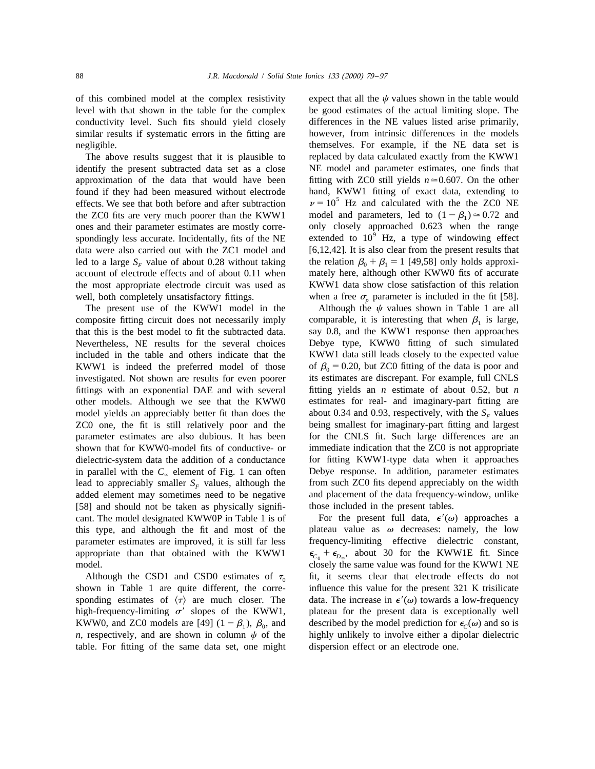of this combined model at the complex resistivity level with that shown in the table for the complex conductivity level. Such fits should yield closely similar results if systematic errors in the fitting are negligible.

The above results suggest that it is plausible to identify the present subtracted data set as a close approximation of the data that would have been found if they had been measured without electrode effects. We see that both before and after subtraction the ZC0 fits are very much poorer than the KWW1 ones and their parameter estimates are mostly correspondingly less accurate. Incidentally, fits of the NE data were also carried out with the ZC1 model and led to a large $S_F$ value of about 0.28 without taking account of electrode effects and of about 0.11 when the most appropriate electrode circuit was used as well, both completely unsatisfactory fittings.

The present use of the KWW1 model in the composite fitting circuit does not necessarily imply that this is the best model to fit the subtracted data. Nevertheless, NE results for the several choices included in the table and others indicate that the KWW1 is indeed the preferred model of those investigated. Not shown are results for even poorer fittings with an exponential DAE and with several other models. Although we see that the KWW0 model yields an appreciably better fit than does the ZC0 one, the fit is still relatively poor and the parameter estimates are also dubious. It has been shown that for KWW0-model fits of conductive- or dielectric-system data the addition of a conductance in parallel with the $C_\infty$ element of Fig. 1 can often lead to appreciably smaller $S_F$ values, although the added element may sometimes need to be negative [58] and should not be taken as physically significant. The model designated KWW0P in Table 1 is of this type, and although the fit and most of the parameter estimates are improved, it is still far less appropriate than that obtained with the KWW1 model.

Although the CSD1 and CSD0 estimates of $\tau_0$ shown in Table 1 are quite different, the corresponding estimates of $\langle \tau \rangle$ are much closer. The high-frequency-limiting $\sigma'$ slopes of the KWW1, KWW0, and ZC0 models are [49] $(1-\beta_1)$, $\beta_0$, and $n$, respectively, and are shown in column $\psi$ of the table. For fitting of the same data set, one might expect that all the $\psi$ values shown in the table would be good estimates of the actual limiting slope. The differences in the NE values listed arise primarily, however, from intrinsic differences in the models themselves. For example, if the NE data set is replaced by data calculated exactly from the KWW1 NE model and parameter estimates, one finds that fitting with ZC0 still yields $n \simeq 0.607$. On the other hand, KWW1 fitting of exact data, extending to $\nu = 10^5$ Hz and calculated with the the ZC0 NE model and parameters, led to $(1-\beta_1) \simeq 0.72$ and only closely approached 0.623 when the range extended to $10^9$ Hz, a type of windowing effect [6,12,42]. It is also clear from the present results that the relation $\beta_0 + \beta_1 = 1$ [49,58] only holds approximately here, although other KWW0 fits of accurate KWW1 data show close satisfaction of this relation when a free $\sigma_p$ parameter is included in the fit [58].

Although the $\psi$ values shown in Table 1 are all comparable, it is interesting that when $\beta_1$ is large, say 0.8, and the KWW1 response then approaches Debye type, KWW0 fitting of such simulated KWW1 data still leads closely to the expected value of $\beta_0 = 0.20$, but ZC0 fitting of the data is poor and its estimates are discrepant. For example, full CNLS fitting yields an $n$ estimate of about 0.52, but $n$ estimates for real- and imaginary-part fitting are about 0.34 and 0.93, respectively, with the $S_F$ values being smallest for imaginary-part fitting and largest for the CNLS fit. Such large differences are an immediate indication that the ZC0 is not appropriate for fitting KWW1-type data when it approaches Debye response. In addition, parameter estimates from such ZC0 fits depend appreciably on the width and placement of the data frequency-window, unlike those included in the present tables.

For the present full data, $\epsilon'(\omega)$ approaches a plateau value as $\omega$ decreases: namely, the low frequency-limiting effective dielectric constant, $\epsilon_{C_0} + \epsilon_{D_\infty}$, about 30 for the KWW1E fit. Since closely the same value was found for the KWW1 NE fit, it seems clear that electrode effects do not influence this value for the present 321 K trisilicate data. The increase in $\epsilon'(\omega)$ towards a low-frequency plateau for the present data is exceptionally well described by the model prediction for $\epsilon_C(\omega)$ and so is highly unlikely to involve either a dipolar dielectric dispersion effect or an electrode one.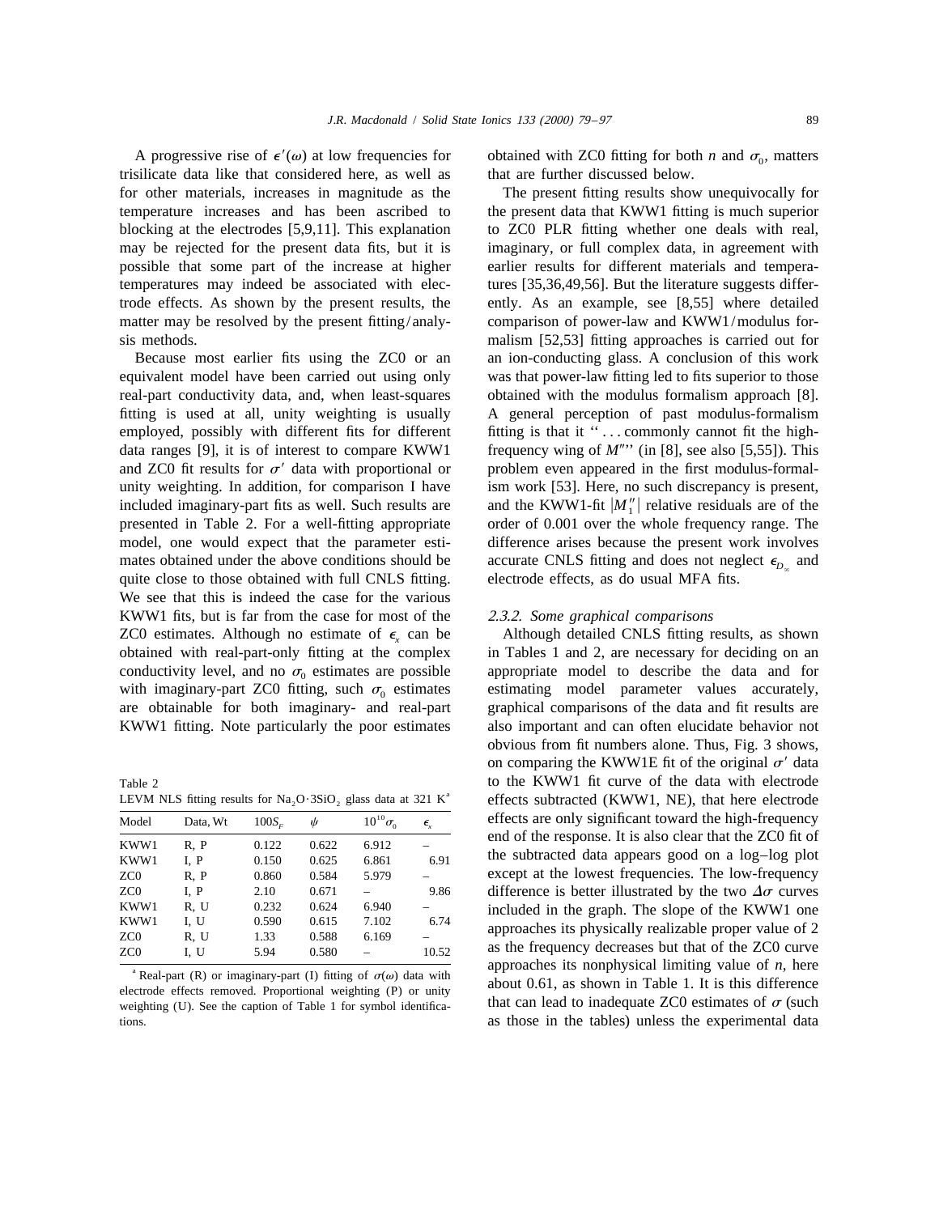A progressive rise of $\epsilon'(\omega)$ at low frequencies for trisilicate data like that considered here, as well as for other materials, increases in magnitude as the temperature increases and has been ascribed to blocking at the electrodes [5,9,11]. This explanation may be rejected for the present data fits, but it is possible that some part of the increase at higher temperatures may indeed be associated with electrode effects. As shown by the present results, the matter may be resolved by the present fitting/analysis methods.

Because most earlier fits using the ZC0 or an equivalent model have been carried out using only real-part conductivity data, and, when least-squares fitting is used at all, unity weighting is usually employed, possibly with different fits for different data ranges [9], it is of interest to compare KWW1 and ZC0 fit results for $\sigma'$ data with proportional or unity weighting. In addition, for comparison I have included imaginary-part fits as well. Such results are presented in Table 2. For a well-fitting appropriate model, one would expect that the parameter estimates obtained under the above conditions should be quite close to those obtained with full CNLS fitting. We see that this is indeed the case for the various KWW1 fits, but is far from the case for most of the ZC0 estimates. Although no estimate of $\epsilon_x$ can be obtained with real-part-only fitting at the complex conductivity level, and no $\sigma_0$ estimates are possible with imaginary-part ZC0 fitting, such $\sigma_0$ estimates are obtainable for both imaginary- and real-part KWW1 fitting. Note particularly the poor estimates obtained with ZC0 fitting for both $n$ and $\sigma_0$, matters that are further discussed below.

Table 2
LEVM NLS fitting results for $Na_2O \cdot 3SiO_2$ glass data at 321 K[a]

| Model | Data, Wt | $100S_F$ | $\psi$ | $10^{10}\sigma_0$ | $\epsilon_x$ |
|---|---|---|---|---|---|
| KWW1 | R, P | 0.122 | 0.622 | 6.912 | – |
| KWW1 | I, P | 0.150 | 0.625 | 6.861 | 6.91 |
| ZC0 | R, P | 0.860 | 0.584 | 5.979 | – |
| ZC0 | I, P | 2.10 | 0.671 | – | 9.86 |
| KWW1 | R, U | 0.232 | 0.624 | 6.940 | – |
| KWW1 | I, U | 0.590 | 0.615 | 7.102 | 6.74 |
| ZC0 | R, U | 1.33 | 0.588 | 6.169 | – |
| ZC0 | I, U | 5.94 | 0.580 | – | 10.52 |

[a] Real-part (R) or imaginary-part (I) fitting of $\sigma(\omega)$ data with electrode effects removed. Proportional weighting (P) or unity weighting (U). See the caption of Table 1 for symbol identifications.

The present fitting results show unequivocally for the present data that KWW1 fitting is much superior to ZC0 PLR fitting whether one deals with real, imaginary, or full complex data, in agreement with earlier results for different materials and temperatures [35,36,49,56]. But the literature suggests differently. As an example, see [8,55] where detailed comparison of power-law and KWW1/modulus formalism [52,53] fitting approaches is carried out for an ion-conducting glass. A conclusion of this work was that power-law fitting led to fits superior to those obtained with the modulus formalism approach [8]. A general perception of past modulus-formalism fitting is that it "...commonly cannot fit the high-frequency wing of $M''$" (in [8], see also [5,55]). This problem even appeared in the first modulus-formalism work [53]. Here, no such discrepancy is present, and the KWW1-fit $|M_1''|$ relative residuals are of the order of 0.001 over the whole frequency range. The difference arises because the present work involves accurate CNLS fitting and does not neglect $\epsilon_{D_\infty}$ and electrode effects, as do usual MFA fits.

### 2.3.2. Some graphical comparisons

Although detailed CNLS fitting results, as shown in Tables 1 and 2, are necessary for deciding on an appropriate model to describe the data and for estimating model parameter values accurately, graphical comparisons of the data and fit results are also important and can often elucidate behavior not obvious from fit numbers alone. Thus, Fig. 3 shows, on comparing the KWW1E fit of the original $\sigma'$ data to the KWW1 fit curve of the data with electrode effects subtracted (KWW1, NE), that here electrode effects are only significant toward the high-frequency end of the response. It is also clear that the ZC0 fit of the subtracted data appears good on a log–log plot except at the lowest frequencies. The low-frequency difference is better illustrated by the two $\Delta\sigma$ curves included in the graph. The slope of the KWW1 one approaches its physically realizable proper value of 2 as the frequency decreases but that of the ZC0 curve approaches its nonphysical limiting value of $n$, here about 0.61, as shown in Table 1. It is this difference that can lead to inadequate ZC0 estimates of $\sigma$ (such as those in the tables) unless the experimental data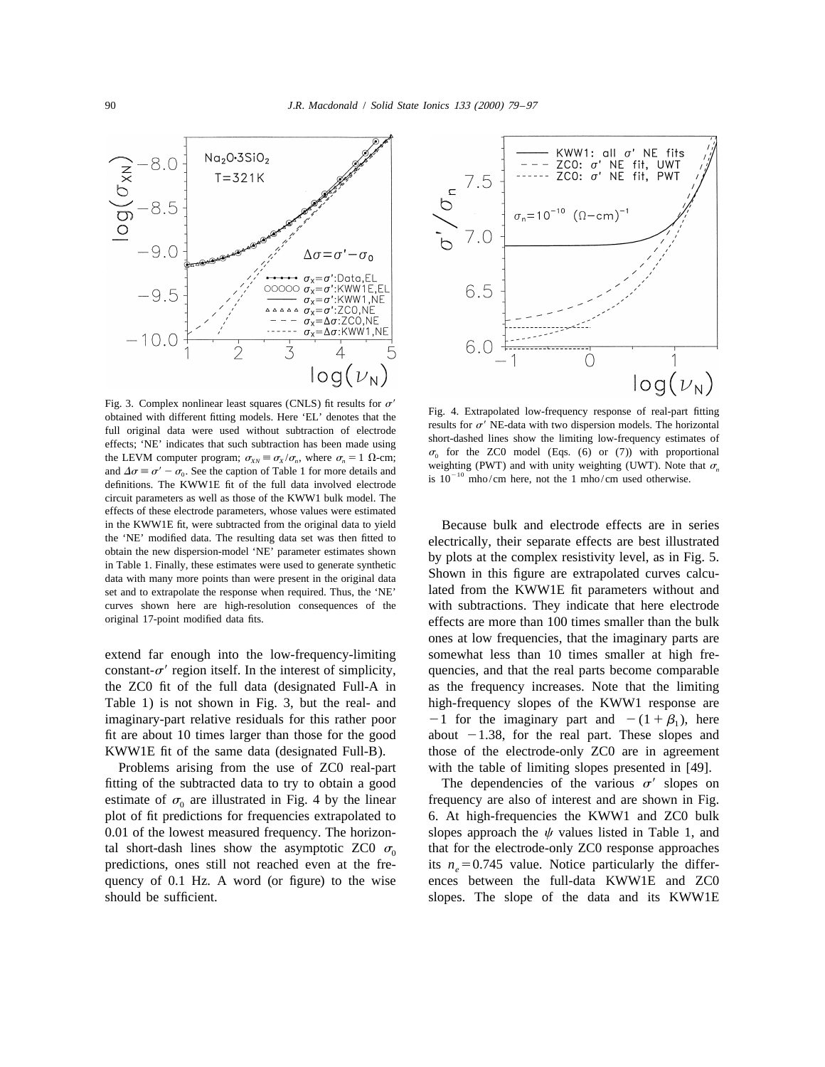Fig. 3. Complex nonlinear least squares (CNLS) fit results for $\sigma'$ obtained with different fitting models. Here 'EL' denotes that the full original data were used without subtraction of electrode effects; 'NE' indicates that such subtraction has been made using the LEVM computer program; $\sigma_{XN} \equiv \sigma_X/\sigma_n$, where $\sigma_n = 1\ \Omega$-cm; and $\Delta\sigma \equiv \sigma' - \sigma_0$. See the caption of Table 1 for more details and definitions. The KWW1E fit of the full data involved electrode circuit parameters as well as those of the KWW1 bulk model. The effects of these electrode parameters, whose values were estimated in the KWW1E fit, were subtracted from the original data to yield the 'NE' modified data. The resulting data set was then fitted to obtain the new dispersion-model 'NE' parameter estimates shown in Table 1. Finally, these estimates were used to generate synthetic data with many more points than were present in the original data set and to extrapolate the response when required. Thus, the 'NE' curves shown here are high-resolution consequences of the original 17-point modified data fits.

Fig. 4. Extrapolated low-frequency response of real-part fitting results for $\sigma'$ NE-data with two dispersion models. The horizontal short-dashed lines show the limiting low-frequency estimates of $\sigma_0$ for the ZC0 model (Eqs. (6) or (7)) with proportional weighting (PWT) and with unity weighting (UWT). Note that $\sigma_n$ is $10^{-10}$ mho/cm here, not the 1 mho/cm used otherwise.

extend far enough into the low-frequency-limiting constant-$\sigma'$ region itself. In the interest of simplicity, the ZC0 fit of the full data (designated Full-A in Table 1) is not shown in Fig. 3, but the real- and imaginary-part relative residuals for this rather poor fit are about 10 times larger than those for the good KWW1E fit of the same data (designated Full-B).

Problems arising from the use of ZC0 real-part fitting of the subtracted data to try to obtain a good estimate of $\sigma_0$ are illustrated in Fig. 4 by the linear plot of fit predictions for frequencies extrapolated to 0.01 of the lowest measured frequency. The horizontal short-dash lines show the asymptotic ZC0 $\sigma_0$ predictions, ones still not reached even at the frequency of 0.1 Hz. A word (or figure) to the wise should be sufficient.

Because bulk and electrode effects are in series electrically, their separate effects are best illustrated by plots at the complex resistivity level, as in Fig. 5. Shown in this figure are extrapolated curves calculated from the KWW1E fit parameters without and with subtractions. They indicate that here electrode effects are more than 100 times smaller than the bulk ones at low frequencies, that the imaginary parts are somewhat less than 10 times smaller at high frequencies, and that the real parts become comparable as the frequency increases. Note that the limiting high-frequency slopes of the KWW1 response are $-1$ for the imaginary part and $-(1+\beta_1)$, here about $-1.38$, for the real part. These slopes and those of the electrode-only ZC0 are in agreement with the table of limiting slopes presented in [49].

The dependencies of the various $\sigma'$ slopes on frequency are also of interest and are shown in Fig. 6. At high-frequencies the KWW1 and ZC0 bulk slopes approach the $\psi$ values listed in Table 1, and that for the electrode-only ZC0 response approaches its $n_e = 0.745$ value. Notice particularly the differences between the full-data KWW1E and ZC0 slopes. The slope of the data and its KWW1E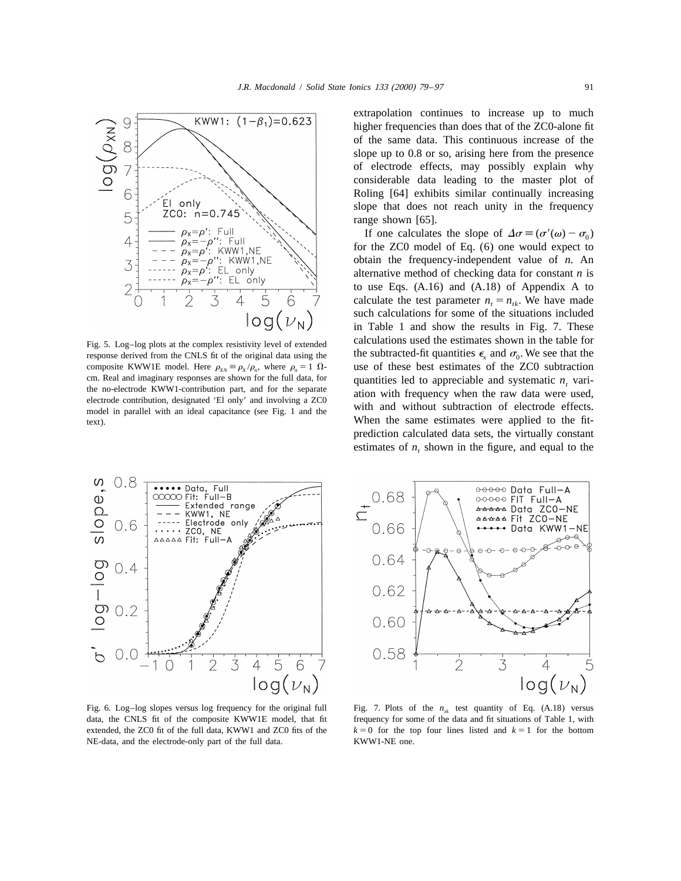Fig. 5. Log–log plots at the complex resistivity level of extended response derived from the CNLS fit of the original data using the composite KWW1E model. Here $\rho_{XN} \equiv \rho_X/\rho_n$, where $\rho_n = 1$ Ω-cm. Real and imaginary responses are shown for the full data, for the no-electrode KWW1-contribution part, and for the separate electrode contribution, designated 'El only' and involving a ZC0 model in parallel with an ideal capacitance (see Fig. 1 and the text).

extrapolation continues to increase up to much higher frequencies than does that of the ZC0-alone fit of the same data. This continuous increase of the slope up to 0.8 or so, arising here from the presence of electrode effects, may possibly explain why considerable data leading to the master plot of Roling [64] exhibits similar continually increasing slope that does not reach unity in the frequency range shown [65].

If one calculates the slope of $\Delta\sigma \equiv (\sigma'(\omega) - \sigma_0)$ for the ZC0 model of Eq. (6) one would expect to obtain the frequency-independent value of $n$. An alternative method of checking data for constant $n$ is to use Eqs. (A.16) and (A.18) of Appendix A to calculate the test parameter $n_t = n_{tk}$. We have made such calculations for some of the situations included in Table 1 and show the results in Fig. 7. These calculations used the estimates shown in the table for the subtracted-fit quantities $\epsilon_x$ and $\sigma_0$. We see that the use of these best estimates of the ZC0 subtraction quantities led to appreciable and systematic $n_t$ variation with frequency when the raw data were used, with and without subtraction of electrode effects. When the same estimates were applied to the fit-prediction calculated data sets, the virtually constant estimates of $n_t$ shown in the figure, and equal to the

Fig. 6. Log–log slopes versus log frequency for the original full data, the CNLS fit of the composite KWW1E model, that fit extended, the ZC0 fit of the full data, KWW1 and ZC0 fits of the NE-data, and the electrode-only part of the full data.

Fig. 7. Plots of the $n_{tk}$ test quantity of Eq. (A.18) versus frequency for some of the data and fit situations of Table 1, with $k = 0$ for the top four lines listed and $k = 1$ for the bottom KWW1-NE one.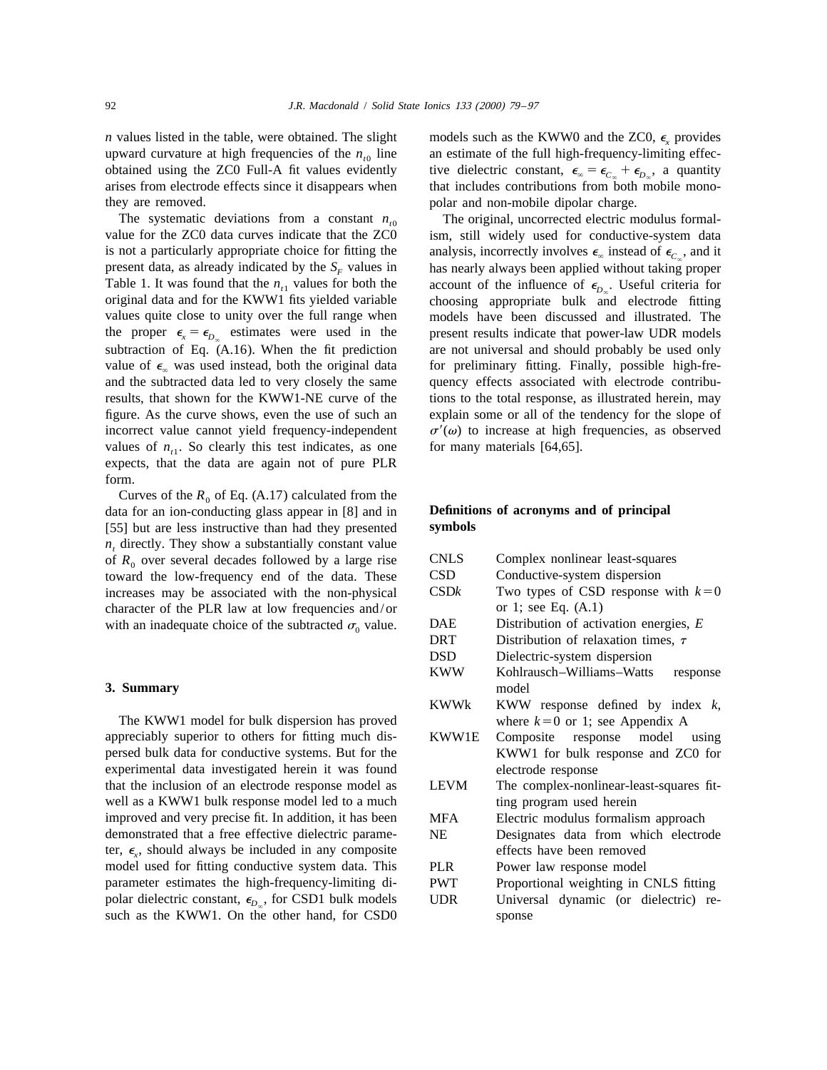$n$ values listed in the table, were obtained. The slight upward curvature at high frequencies of the $n_{t0}$ line obtained using the ZC0 Full-A fit values evidently arises from electrode effects since it disappears when they are removed.

The systematic deviations from a constant $n_{t0}$ value for the ZC0 data curves indicate that the ZC0 is not a particularly appropriate choice for fitting the present data, as already indicated by the $S_F$ values in Table 1. It was found that the $n_{t1}$ values for both the original data and for the KWW1 fits yielded variable values quite close to unity over the full range when the proper $\epsilon_x = \epsilon_{D_\infty}$ estimates were used in the subtraction of Eq. (A.16). When the fit prediction value of $\epsilon_\infty$ was used instead, both the original data and the subtracted data led to very closely the same results, that shown for the KWW1-NE curve of the figure. As the curve shows, even the use of such an incorrect value cannot yield frequency-independent values of $n_{t1}$. So clearly this test indicates, as one expects, that the data are again not of pure PLR form.

Curves of the $R_0$ of Eq. (A.17) calculated from the data for an ion-conducting glass appear in [8] and in [55] but are less instructive than had they presented $n_t$ directly. They show a substantially constant value of $R_0$ over several decades followed by a large rise toward the low-frequency end of the data. These increases may be associated with the non-physical character of the PLR law at low frequencies and/or with an inadequate choice of the subtracted $\sigma_0$ value.

## 3. Summary

The KWW1 model for bulk dispersion has proved appreciably superior to others for fitting much dispersed bulk data for conductive systems. But for the experimental data investigated herein it was found that the inclusion of an electrode response model as well as a KWW1 bulk response model led to a much improved and very precise fit. In addition, it has been demonstrated that a free effective dielectric parameter, $\epsilon_x$, should always be included in any composite model used for fitting conductive system data. This parameter estimates the high-frequency-limiting dipolar dielectric constant, $\epsilon_{D_\infty}$, for CSD1 bulk models such as the KWW1. On the other hand, for CSD0 models such as the KWW0 and the ZC0, $\epsilon_x$ provides an estimate of the full high-frequency-limiting effective dielectric constant, $\epsilon_\infty = \epsilon_{C_\infty} + \epsilon_{D_\infty}$, a quantity that includes contributions from both mobile monopolar and non-mobile dipolar charge.

The original, uncorrected electric modulus formalism, still widely used for conductive-system data analysis, incorrectly involves $\epsilon_\infty$ instead of $\epsilon_{C_\infty}$, and it has nearly always been applied without taking proper account of the influence of $\epsilon_{D_\infty}$. Useful criteria for choosing appropriate bulk and electrode fitting models have been discussed and illustrated. The present results indicate that power-law UDR models are not universal and should probably be used only for preliminary fitting. Finally, possible high-frequency effects associated with electrode contributions to the total response, as illustrated herein, may explain some or all of the tendency for the slope of $\sigma'(\omega)$ to increase at high frequencies, as observed for many materials [64,65].

## Definitions of acronyms and of principal symbols

| | |
|---|---|
| CNLS | Complex nonlinear least-squares |
| CSD | Conductive-system dispersion |
| CSD$k$ | Two types of CSD response with $k=0$ or 1; see Eq. (A.1) |
| DAE | Distribution of activation energies, $E$ |
| DRT | Distribution of relaxation times, $\tau$ |
| DSD | Dielectric-system dispersion |
| KWW | Kohlrausch–Williams–Watts response model |
| KWWk | KWW response defined by index $k$, where $k=0$ or 1; see Appendix A |
| KWW1E | Composite response model using KWW1 for bulk response and ZC0 for electrode response |
| LEVM | The complex-nonlinear-least-squares fitting program used herein |
| MFA | Electric modulus formalism approach |
| NE | Designates data from which electrode effects have been removed |
| PLR | Power law response model |
| PWT | Proportional weighting in CNLS fitting |
| UDR | Universal dynamic (or dielectric) response |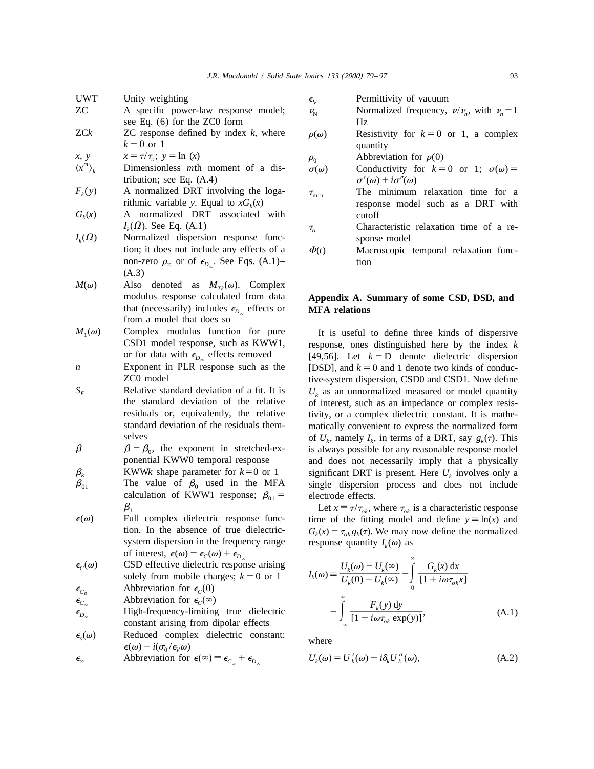| | |
|---|---|
| UWT | Unity weighting |
| ZC | A specific power-law response model; see Eq. (6) for the ZC0 form |
| ZC$k$ | ZC response defined by index $k$, where $k = 0$ or 1 |
| $x$, $y$ | $x = \tau/\tau_o$; $y = \ln(x)$ |
| $\langle x^m \rangle_k$ | Dimensionless $m$th moment of a distribution; see Eq. (A.4) |
| $F_k(y)$ | A normalized DRT involving the logarithmic variable $y$. Equal to $xG_k(x)$ |
| $G_k(x)$ | A normalized DRT associated with $I_k(\Omega)$. See Eq. (A.1) |
| $I_k(\Omega)$ | Normalized dispersion response function; it does not include any effects of a non-zero $\rho_\infty$ or of $\epsilon_{D_\infty}$. See Eqs. (A.1)–(A.3) |
| $M(\omega)$ | Also denoted as $M_{Tk}(\omega)$. Complex modulus response calculated from data that (necessarily) includes $\epsilon_{D_\infty}$ effects or from a model that does so |
| $M_1(\omega)$ | Complex modulus function for pure CSD1 model response, such as KWW1, or for data with $\epsilon_{D_\infty}$ effects removed |
| $n$ | Exponent in PLR response such as the ZC0 model |
| $S_F$ | Relative standard deviation of a fit. It is the standard deviation of the relative residuals or, equivalently, the relative standard deviation of the residuals themselves |
| $\beta$ | $\beta = \beta_0$, the exponent in stretched-exponential KWW0 temporal response |
| $\beta_k$ | KWW$k$ shape parameter for $k = 0$ or 1 |
| $\beta_{01}$ | The value of $\beta_0$ used in the MFA calculation of KWW1 response; $\beta_{01} = \beta_1$ |
| $\epsilon(\omega)$ | Full complex dielectric response function. In the absence of true dielectric-system dispersion in the frequency range of interest, $\epsilon(\omega) = \epsilon_C(\omega) + \epsilon_{D_\infty}$ |
| $\epsilon_C(\omega)$ | CSD effective dielectric response arising solely from mobile charges; $k = 0$ or 1 |
| $\epsilon_{C_0}$ | Abbreviation for $\epsilon_C(0)$ |
| $\epsilon_{C_\infty}$ | Abbreviation for $\epsilon_C(\infty)$ |
| $\epsilon_{D_\infty}$ | High-frequency-limiting true dielectric constant arising from dipolar effects |
| $\epsilon_s(\omega)$ | Reduced complex dielectric constant: $\epsilon(\omega) - i(\sigma_0/\epsilon_V \omega)$ |
| $\epsilon_\infty$ | Abbreviation for $\epsilon(\infty) \equiv \epsilon_{C_\infty} + \epsilon_{D_\infty}$ |
| $\epsilon_V$ | Permittivity of vacuum |
| $\nu_N$ | Normalized frequency, $\nu/\nu_n$, with $\nu_n = 1$ Hz |
| $\rho(\omega)$ | Resistivity for $k = 0$ or 1, a complex quantity |
| $\rho_0$ | Abbreviation for $\rho(0)$ |
| $\sigma(\omega)$ | Conductivity for $k = 0$ or 1; $\sigma(\omega) = \sigma'(\omega) + i\sigma''(\omega)$ |
| $\tau_{\min}$ | The minimum relaxation time for a response model such as a DRT with cutoff |
| $\tau_o$ | Characteristic relaxation time of a response model |
| $\Phi(t)$ | Macroscopic temporal relaxation function |

## Appendix A. Summary of some CSD, DSD, and MFA relations

It is useful to define three kinds of dispersive response, ones distinguished here by the index $k$ [49,56]. Let $k = \mathrm{D}$ denote dielectric dispersion [DSD], and $k = 0$ and 1 denote two kinds of conductive-system dispersion, CSD0 and CSD1. Now define $U_k$ as an unnormalized measured or model quantity of interest, such as an impedance or complex resistivity, or a complex dielectric constant. It is mathematically convenient to express the normalized form of $U_k$, namely $I_k$, in terms of a DRT, say $g_k(\tau)$. This is always possible for any reasonable response model and does not necessarily imply that a physically significant DRT is present. Here $U_k$ involves only a single dispersion process and does not include electrode effects.

Let $x \equiv \tau/\tau_{ok}$, where $\tau_{ok}$ is a characteristic response time of the fitting model and define $y \equiv \ln(x)$ and $G_k(x) = \tau_{ok} g_k(\tau)$. We may now define the normalized response quantity $I_k(\omega)$ as

$$I_k(\omega) \equiv \frac{U_k(\omega) - U_k(\infty)}{U_k(0) - U_k(\infty)} = \int_0^\infty \frac{G_k(x)\,\mathrm{d}x}{[1 + i\omega\tau_{ok}x]} = \int_{-\infty}^{\infty} \frac{F_k(y)\,\mathrm{d}y}{[1 + i\omega\tau_{ok}\exp(y)]}, \tag{A.1}$$

where

$$U_k(\omega) = U_k'(\omega) + i\delta_k U_k''(\omega), \tag{A.2}$$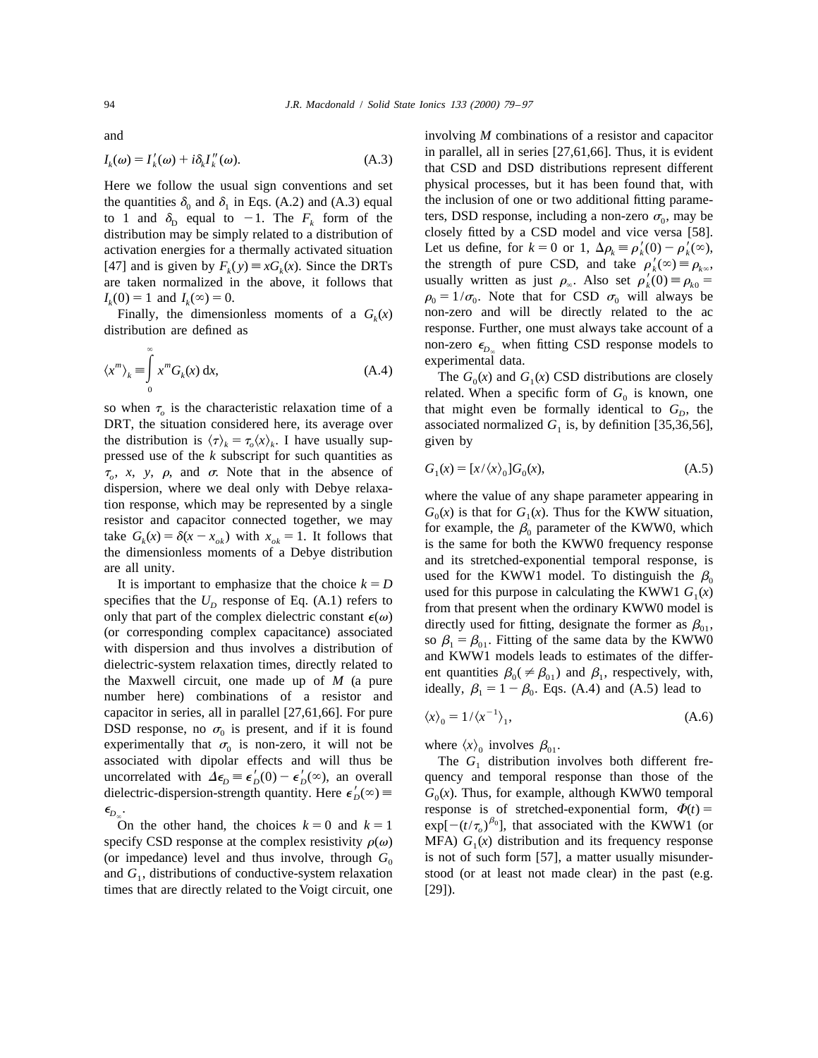and

$$I_k(\omega) = I'_k(\omega) + i\delta_k I''_k(\omega). \tag{A.3}$$

Here we follow the usual sign conventions and set the quantities $\delta_0$ and $\delta_1$ in Eqs. (A.2) and (A.3) equal to 1 and $\delta_D$ equal to $-1$. The $F_k$ form of the distribution may be simply related to a distribution of activation energies for a thermally activated situation [47] and is given by $F_k(y) \equiv xG_k(x)$. Since the DRTs are taken normalized in the above, it follows that $I_k(0) = 1$ and $I_k(\infty) = 0$.

Finally, the dimensionless moments of a $G_k(x)$ distribution are defined as

$$\langle x^m \rangle_k \equiv \int_0^\infty x^m G_k(x)\,\mathrm{d}x, \tag{A.4}$$

so when $\tau_o$ is the characteristic relaxation time of a DRT, the situation considered here, its average over the distribution is $\langle \tau \rangle_k = \tau_o \langle x \rangle_k$. I have usually suppressed use of the $k$ subscript for such quantities as $\tau_o$, $x$, $y$, $\rho$, and $\sigma$. Note that in the absence of dispersion, where we deal only with Debye relaxation response, which may be represented by a single resistor and capacitor connected together, we may take $G_k(x) = \delta(x - x_{ok})$ with $x_{ok} = 1$. It follows that the dimensionless moments of a Debye distribution are all unity.

It is important to emphasize that the choice $k = D$ specifies that the $U_D$ response of Eq. (A.1) refers to only that part of the complex dielectric constant $\epsilon(\omega)$ (or corresponding complex capacitance) associated with dispersion and thus involves a distribution of dielectric-system relaxation times, directly related to the Maxwell circuit, one made up of $M$ (a pure number here) combinations of a resistor and capacitor in series, all in parallel [27,61,66]. For pure DSD response, no $\sigma_0$ is present, and if it is found experimentally that $\sigma_0$ is non-zero, it will not be associated with dipolar effects and will thus be uncorrelated with $\Delta\epsilon_D \equiv \epsilon'_D(0) - \epsilon'_D(\infty)$, an overall dielectric-dispersion-strength quantity. Here $\epsilon'_D(\infty) \equiv \epsilon_{D_\infty}$.

On the other hand, the choices $k = 0$ and $k = 1$ specify CSD response at the complex resistivity $\rho(\omega)$ (or impedance) level and thus involve, through $G_0$ and $G_1$, distributions of conductive-system relaxation times that are directly related to the Voigt circuit, one involving $M$ combinations of a resistor and capacitor in parallel, all in series [27,61,66]. Thus, it is evident that CSD and DSD distributions represent different physical processes, but it has been found that, with the inclusion of one or two additional fitting parameters, DSD response, including a non-zero $\sigma_0$, may be closely fitted by a CSD model and vice versa [58]. Let us define, for $k = 0$ or 1, $\Delta\rho_k \equiv \rho'_k(0) - \rho'_k(\infty)$, the strength of pure CSD, and take $\rho'_k(\infty) \equiv \rho_{k\infty}$, usually written as just $\rho_\infty$. Also set $\rho'_k(0) \equiv \rho_{k0} = \rho_0 = 1/\sigma_0$. Note that for CSD $\sigma_0$ will always be non-zero and will be directly related to the ac response. Further, one must always take account of a non-zero $\epsilon_{D_\infty}$ when fitting CSD response models to experimental data.

The $G_0(x)$ and $G_1(x)$ CSD distributions are closely related. When a specific form of $G_0$ is known, one that might even be formally identical to $G_D$, the associated normalized $G_1$ is, by definition [35,36,56], given by

$$G_1(x) = [x/\langle x \rangle_0] G_0(x), \tag{A.5}$$

where the value of any shape parameter appearing in $G_0(x)$ is that for $G_1(x)$. Thus for the KWW situation, for example, the $\beta_0$ parameter of the KWW0, which is the same for both the KWW0 frequency response and its stretched-exponential temporal response, is used for the KWW1 model. To distinguish the $\beta_0$ used for this purpose in calculating the KWW1 $G_1(x)$ from that present when the ordinary KWW0 model is directly used for fitting, designate the former as $\beta_{01}$, so $\beta_1 = \beta_{01}$. Fitting of the same data by the KWW0 and KWW1 models leads to estimates of the different quantities $\beta_0(\neq \beta_{01})$ and $\beta_1$, respectively, with, ideally, $\beta_1 = 1 - \beta_0$. Eqs. (A.4) and (A.5) lead to

$$\langle x \rangle_0 = 1/\langle x^{-1} \rangle_1, \tag{A.6}$$

where $\langle x \rangle_0$ involves $\beta_{01}$.

The $G_1$ distribution involves both different frequency and temporal response than those of the $G_0(x)$. Thus, for example, although KWW0 temporal response is of stretched-exponential form, $\Phi(t) = \exp[-(t/\tau_o)^{\beta_0}]$, that associated with the KWW1 (or MFA) $G_1(x)$ distribution and its frequency response is not of such form [57], a matter usually misunderstood (or at least not made clear) in the past (e.g. [29]).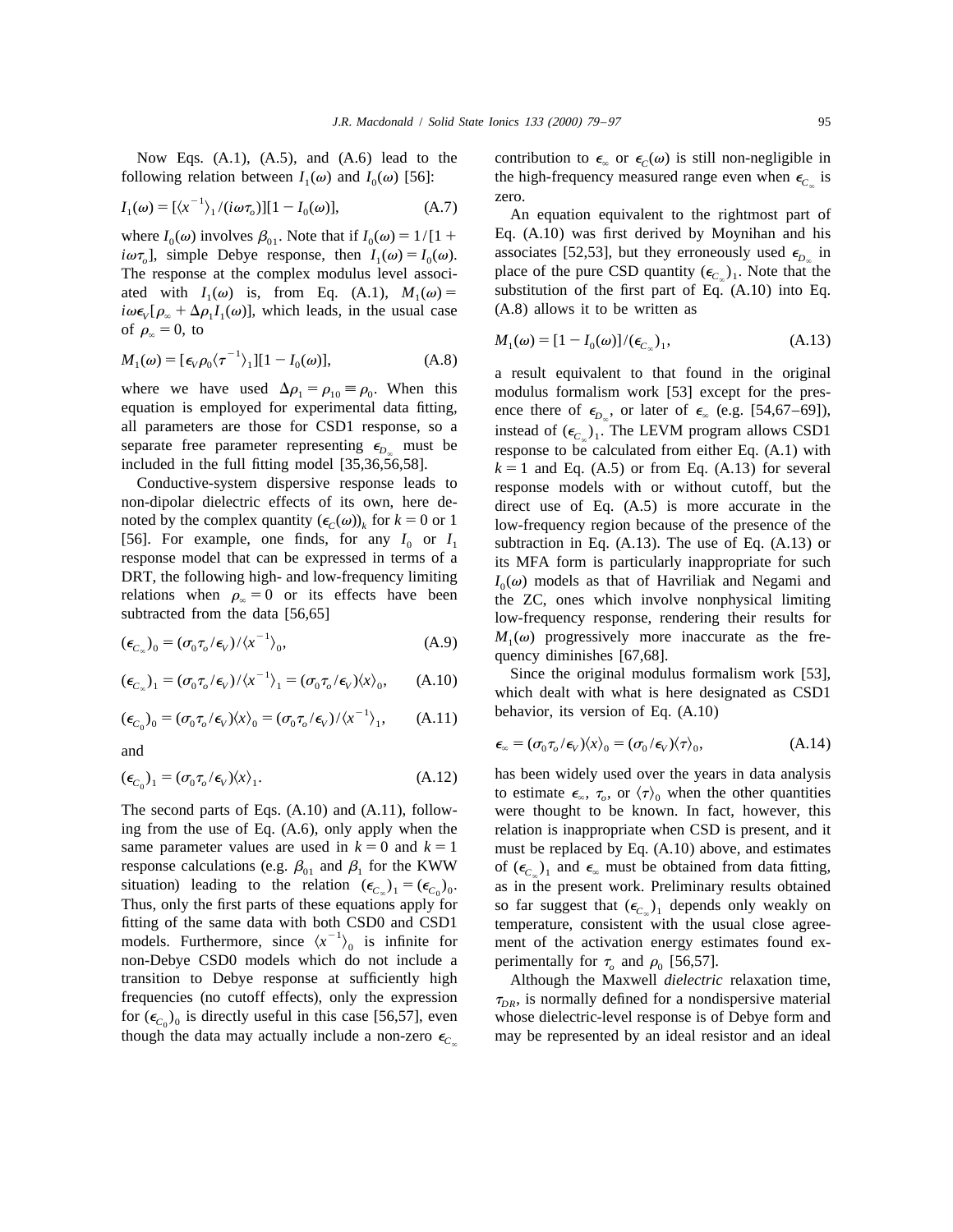Now Eqs. (A.1), (A.5), and (A.6) lead to the following relation between $I_1(\omega)$ and $I_0(\omega)$ [56]:

$$I_1(\omega) = [\langle x^{-1}\rangle_1/(i\omega\tau_o)][1 - I_0(\omega)], \tag{A.7}$$

where $I_0(\omega)$ involves $\beta_{01}$. Note that if $I_0(\omega) = 1/[1 + i\omega\tau_o]$, simple Debye response, then $I_1(\omega) = I_0(\omega)$. The response at the complex modulus level associated with $I_1(\omega)$ is, from Eq. (A.1), $M_1(\omega) = i\omega\epsilon_V[\rho_\infty + \Delta\rho_1 I_1(\omega)]$, which leads, in the usual case of $\rho_\infty = 0$, to

$$M_1(\omega) = [\epsilon_V \rho_0 \langle \tau^{-1}\rangle_1][1 - I_0(\omega)], \tag{A.8}$$

where we have used $\Delta\rho_1 = \rho_{10} \equiv \rho_0$. When this equation is employed for experimental data fitting, all parameters are those for CSD1 response, so a separate free parameter representing $\epsilon_{D_\infty}$ must be included in the full fitting model [35,36,56,58].

Conductive-system dispersive response leads to non-dipolar dielectric effects of its own, here denoted by the complex quantity $(\epsilon_C(\omega))_k$ for $k = 0$ or 1 [56]. For example, one finds, for any $I_0$ or $I_1$ response model that can be expressed in terms of a DRT, the following high- and low-frequency limiting relations when $\rho_\infty = 0$ or its effects have been subtracted from the data [56,65]

$$(\epsilon_{C_\infty})_0 = (\sigma_0\tau_o/\epsilon_V)/\langle x^{-1}\rangle_0, \tag{A.9}$$

$$(\epsilon_{C_\infty})_1 = (\sigma_0\tau_o/\epsilon_V)/\langle x^{-1}\rangle_1 = (\sigma_0\tau_o/\epsilon_V)\langle x\rangle_0, \tag{A.10}$$

$$(\epsilon_{C_0})_0 = (\sigma_0\tau_o/\epsilon_V)\langle x\rangle_0 = (\sigma_0\tau_o/\epsilon_V)/\langle x^{-1}\rangle_1, \tag{A.11}$$

and

$$(\epsilon_{C_0})_1 = (\sigma_0\tau_o/\epsilon_V)\langle x\rangle_1. \tag{A.12}$$

The second parts of Eqs. (A.10) and (A.11), following from the use of Eq. (A.6), only apply when the same parameter values are used in $k = 0$ and $k = 1$ response calculations (e.g. $\beta_{01}$ and $\beta_1$ for the KWW situation) leading to the relation $(\epsilon_{C_\infty})_1 = (\epsilon_{C_0})_0$. Thus, only the first parts of these equations apply for fitting of the same data with both CSD0 and CSD1 models. Furthermore, since $\langle x^{-1}\rangle_0$ is infinite for non-Debye CSD0 models which do not include a transition to Debye response at sufficiently high frequencies (no cutoff effects), only the expression for $(\epsilon_{C_0})_0$ is directly useful in this case [56,57], even though the data may actually include a non-zero $\epsilon_{C_\infty}$ contribution to $\epsilon_\infty$ or $\epsilon_C(\omega)$ is still non-negligible in the high-frequency measured range even when $\epsilon_{C_\infty}$ is zero.

An equation equivalent to the rightmost part of Eq. (A.10) was first derived by Moynihan and his associates [52,53], but they erroneously used $\epsilon_{D_\infty}$ in place of the pure CSD quantity $(\epsilon_{C_\infty})_1$. Note that the substitution of the first part of Eq. (A.10) into Eq. (A.8) allows it to be written as

$$M_1(\omega) = [1 - I_0(\omega)]/(\epsilon_{C_\infty})_1, \tag{A.13}$$

a result equivalent to that found in the original modulus formalism work [53] except for the presence there of $\epsilon_{D_\infty}$, or later of $\epsilon_\infty$ (e.g. [54,67–69]), instead of $(\epsilon_{C_\infty})_1$. The LEVM program allows CSD1 response to be calculated from either Eq. (A.1) with $k = 1$ and Eq. (A.5) or from Eq. (A.13) for several response models with or without cutoff, but the direct use of Eq. (A.5) is more accurate in the low-frequency region because of the presence of the subtraction in Eq. (A.13). The use of Eq. (A.13) or its MFA form is particularly inappropriate for such $I_0(\omega)$ models as that of Havriliak and Negami or the ZC, ones which involve nonphysical limiting low-frequency response, rendering their results for $M_1(\omega)$ progressively more inaccurate as the frequency diminishes [67,68].

Since the original modulus formalism work [53], which dealt with what is here designated as CSD1 behavior, its version of Eq. (A.10)

$$\epsilon_\infty = (\sigma_0\tau_o/\epsilon_V)\langle x\rangle_0 = (\sigma_0/\epsilon_V)\langle\tau\rangle_0, \tag{A.14}$$

has been widely used over the years in data analysis to estimate $\epsilon_\infty$, $\tau_o$, or $\langle\tau\rangle_0$ when the other quantities were thought to be known. In fact, however, this relation is inappropriate when CSD is present, and it must be replaced by Eq. (A.10) above, and estimates of $(\epsilon_{C_\infty})_1$ and $\epsilon_\infty$ must be obtained from data fitting, as in the present work. Preliminary results obtained so far suggest that $(\epsilon_{C_\infty})_1$ depends only weakly on temperature, consistent with the usual close agreement of the activation energy estimates found experimentally for $\tau_o$ and $\rho_0$ [56,57].

Although the Maxwell *dielectric* relaxation time, $\tau_{DR}$, is normally defined for a nondispersive material whose dielectric-level response is of Debye form and may be represented by an ideal resistor and an ideal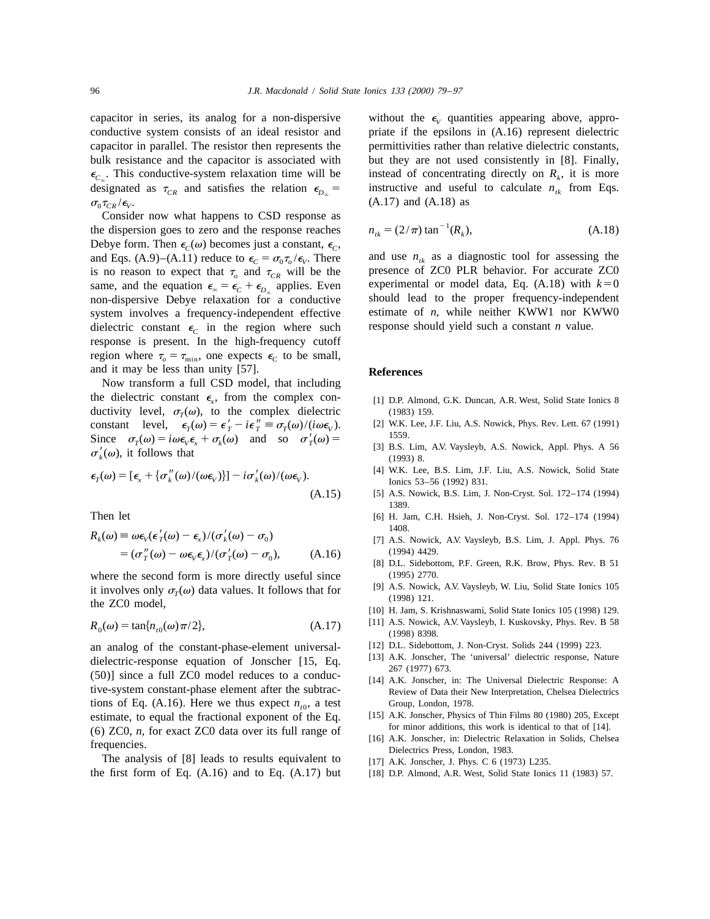capacitor in series, its analog for a non-dispersive conductive system consists of an ideal resistor and capacitor in parallel. The resistor then represents the bulk resistance and the capacitor is associated with $\epsilon_{C_\infty}$. This conductive-system relaxation time will be designated as $\tau_{CR}$ and satisfies the relation $\epsilon_{D_\infty} = \sigma_0 \tau_{CR}/\epsilon_V$.

Consider now what happens to CSD response as the dispersion goes to zero and the response reaches Debye form. Then $\epsilon_C(\omega)$ becomes just a constant, $\epsilon_C$, and Eqs. (A.9)–(A.11) reduce to $\epsilon_C = \sigma_0 \tau_o/\epsilon_V$. There is no reason to expect that $\tau_o$ and $\tau_{CR}$ will be the same, and the equation $\epsilon_\infty = \epsilon_C + \epsilon_{D_\infty}$ applies. Even non-dispersive Debye relaxation for a conductive system involves a frequency-independent effective dielectric constant $\epsilon_C$ in the region where such response is present. In the high-frequency cutoff region where $\tau_o = \tau_{\min}$, one expects $\epsilon_C$ to be small, and it may be less than unity [57].

Now transform a full CSD model, that including the dielectric constant $\epsilon_x$, from the complex conductivity level, $\sigma_T(\omega)$, to the complex dielectric constant level, $\epsilon_T(\omega) = \epsilon'_T - i\epsilon''_T \equiv \sigma_T(\omega)/(i\omega\epsilon_V)$. Since $\sigma_T(\omega) = i\omega\epsilon_V\epsilon_x + \sigma_k(\omega)$ and so $\sigma'_T(\omega) = \sigma'_k(\omega)$, it follows that

$$\epsilon_T(\omega) = [\epsilon_x + \{\sigma''_k(\omega)/(\omega\epsilon_V)\}] - i\sigma'_k(\omega)/(\omega\epsilon_V). \tag{A.15}$$

Then let

$$\begin{aligned} R_k(\omega) &\equiv \omega\epsilon_V(\epsilon'_T(\omega) - \epsilon_x)/(\sigma'_k(\omega) - \sigma_0) \\ &= (\sigma''_T(\omega) - \omega\epsilon_V\epsilon_x)/(\sigma'_T(\omega) - \sigma_0), \end{aligned} \tag{A.16}$$

where the second form is more directly useful since it involves only $\sigma_T(\omega)$ data values. It follows that for the ZC0 model,

$$R_0(\omega) = \tan\{n_{t0}(\omega)\pi/2\}, \tag{A.17}$$

an analog of the constant-phase-element universal-dielectric-response equation of Jonscher [15, Eq. (50)] since a full ZC0 model reduces to a conductive-system constant-phase element after the subtractions of Eq. (A.16). Here we thus expect $n_{t0}$, a test estimate, to equal the fractional exponent of the Eq. (6) ZC0, $n$, for exact ZC0 data over its full range of frequencies.

The analysis of [8] leads to results equivalent to the first form of Eq. (A.16) and to Eq. (A.17) but without the $\epsilon_V$ quantities appearing above, appropriate if the epsilons in (A.16) represent dielectric permittivities rather than relative dielectric constants, but they are not used consistently in [8]. Finally, instead of concentrating directly on $R_k$, it is more instructive and useful to calculate $n_{tk}$ from Eqs. (A.17) and (A.18) as

$$n_{tk} = (2/\pi)\tan^{-1}(R_k), \tag{A.18}$$

and use $n_{tk}$ as a diagnostic tool for assessing the presence of ZC0 PLR behavior. For accurate ZC0 experimental or model data, Eq. (A.18) with $k=0$ should lead to the proper frequency-independent estimate of $n$, while neither KWW1 nor KWW0 response should yield such a constant $n$ value.

## References

[1] D.P. Almond, G.K. Duncan, A.R. West, Solid State Ionics 8 (1983) 159.

[2] W.K. Lee, J.F. Liu, A.S. Nowick, Phys. Rev. Lett. 67 (1991) 1559.

[3] B.S. Lim, A.V. Vaysleyb, A.S. Nowick, Appl. Phys. A 56 (1993) 8.

[4] W.K. Lee, B.S. Lim, J.F. Liu, A.S. Nowick, Solid State Ionics 53–56 (1992) 831.

[5] A.S. Nowick, B.S. Lim, J. Non-Cryst. Sol. 172–174 (1994) 1389.

[6] H. Jam, C.H. Hsieh, J. Non-Cryst. Sol. 172–174 (1994) 1408.

[7] A.S. Nowick, A.V. Vaysleyb, B.S. Lim, J. Appl. Phys. 76 (1994) 4429.

[8] D.L. Sidebottom, P.F. Green, R.K. Brow, Phys. Rev. B 51 (1995) 2770.

[9] A.S. Nowick, A.V. Vaysleyb, W. Liu, Solid State Ionics 105 (1998) 121.

[10] H. Jam, S. Krishnaswami, Solid State Ionics 105 (1998) 129.

[11] A.S. Nowick, A.V. Vaysleyb, I. Kuskovsky, Phys. Rev. B 58 (1998) 8398.

[12] D.L. Sidebottom, J. Non-Cryst. Solids 244 (1999) 223.

[13] A.K. Jonscher, The 'universal' dielectric response, Nature 267 (1977) 673.

[14] A.K. Jonscher, in: The Universal Dielectric Response: A Review of Data their New Interpretation, Chelsea Dielectrics Group, London, 1978.

[15] A.K. Jonscher, Physics of Thin Films 80 (1980) 205, Except for minor additions, this work is identical to that of [14].

[16] A.K. Jonscher, in: Dielectric Relaxation in Solids, Chelsea Dielectrics Press, London, 1983.

[17] A.K. Jonscher, J. Phys. C 6 (1973) L235.

[18] D.P. Almond, A.R. West, Solid State Ionics 11 (1983) 57.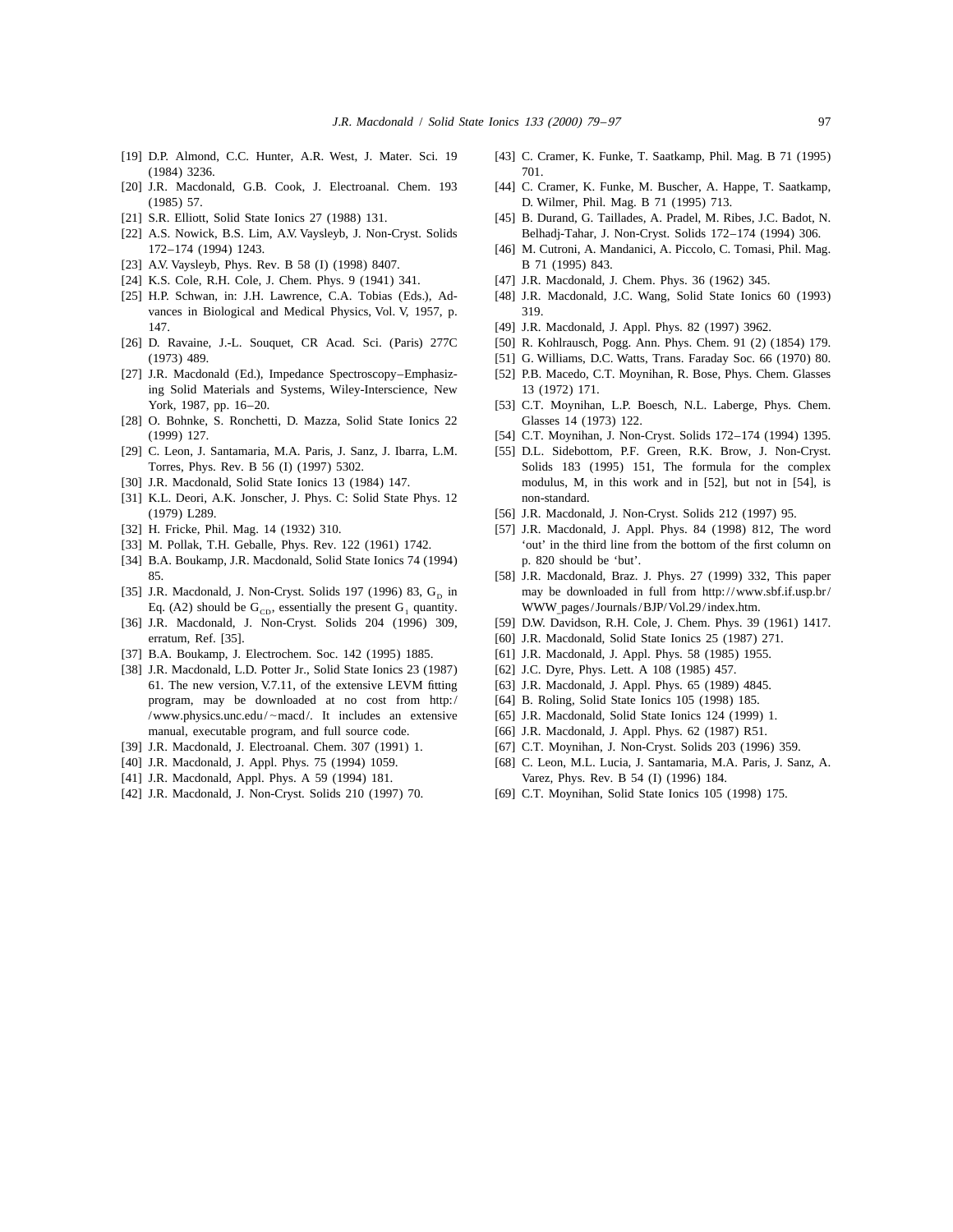[19] D.P. Almond, C.C. Hunter, A.R. West, J. Mater. Sci. 19 (1984) 3236.

[20] J.R. Macdonald, G.B. Cook, J. Electroanal. Chem. 193 (1985) 57.

[21] S.R. Elliott, Solid State Ionics 27 (1988) 131.

[22] A.S. Nowick, B.S. Lim, A.V. Vaysleyb, J. Non-Cryst. Solids 172–174 (1994) 1243.

[23] A.V. Vaysleyb, Phys. Rev. B 58 (I) (1998) 8407.

[24] K.S. Cole, R.H. Cole, J. Chem. Phys. 9 (1941) 341.

[25] H.P. Schwan, in: J.H. Lawrence, C.A. Tobias (Eds.), Advances in Biological and Medical Physics, Vol. V, 1957, p. 147.

[26] D. Ravaine, J.-L. Souquet, CR Acad. Sci. (Paris) 277C (1973) 489.

[27] J.R. Macdonald (Ed.), Impedance Spectroscopy–Emphasizing Solid Materials and Systems, Wiley-Interscience, New York, 1987, pp. 16–20.

[28] O. Bohnke, S. Ronchetti, D. Mazza, Solid State Ionics 22 (1999) 127.

[29] C. Leon, J. Santamaria, M.A. Paris, J. Sanz, J. Ibarra, L.M. Torres, Phys. Rev. B 56 (I) (1997) 5302.

[30] J.R. Macdonald, Solid State Ionics 13 (1984) 147.

[31] K.L. Deori, A.K. Jonscher, J. Phys. C: Solid State Phys. 12 (1979) L289.

[32] H. Fricke, Phil. Mag. 14 (1932) 310.

[33] M. Pollak, T.H. Geballe, Phys. Rev. 122 (1961) 1742.

[34] B.A. Boukamp, J.R. Macdonald, Solid State Ionics 74 (1994) 85.

[35] J.R. Macdonald, J. Non-Cryst. Solids 197 (1996) 83, $G_D$ in Eq. (A2) should be $G_{CD}$, essentially the present $G_1$ quantity.

[36] J.R. Macdonald, J. Non-Cryst. Solids 204 (1996) 309, erratum, Ref. [35].

[37] B.A. Boukamp, J. Electrochem. Soc. 142 (1995) 1885.

[38] J.R. Macdonald, L.D. Potter Jr., Solid State Ionics 23 (1987) 61. The new version, V.7.11, of the extensive LEVM fitting program, may be downloaded at no cost from http://www.physics.unc.edu/~macd/. It includes an extensive manual, executable program, and full source code.

[39] J.R. Macdonald, J. Electroanal. Chem. 307 (1991) 1.

[40] J.R. Macdonald, J. Appl. Phys. 75 (1994) 1059.

[41] J.R. Macdonald, Appl. Phys. A 59 (1994) 181.

[42] J.R. Macdonald, J. Non-Cryst. Solids 210 (1997) 70.

[43] C. Cramer, K. Funke, T. Saatkamp, Phil. Mag. B 71 (1995) 701.

[44] C. Cramer, K. Funke, M. Buscher, A. Happe, T. Saatkamp, D. Wilmer, Phil. Mag. B 71 (1995) 713.

[45] B. Durand, G. Taillades, A. Pradel, M. Ribes, J.C. Badot, N. Belhadj-Tahar, J. Non-Cryst. Solids 172–174 (1994) 306.

[46] M. Cutroni, A. Mandanici, A. Piccolo, C. Tomasi, Phil. Mag. B 71 (1995) 843.

[47] J.R. Macdonald, J. Chem. Phys. 36 (1962) 345.

[48] J.R. Macdonald, J.C. Wang, Solid State Ionics 60 (1993) 319.

[49] J.R. Macdonald, J. Appl. Phys. 82 (1997) 3962.

[50] R. Kohlrausch, Pogg. Ann. Phys. Chem. 91 (2) (1854) 179.

[51] G. Williams, D.C. Watts, Trans. Faraday Soc. 66 (1970) 80.

[52] P.B. Macedo, C.T. Moynihan, R. Bose, Phys. Chem. Glasses 13 (1972) 171.

[53] C.T. Moynihan, L.P. Boesch, N.L. Laberge, Phys. Chem. Glasses 14 (1973) 122.

[54] C.T. Moynihan, J. Non-Cryst. Solids 172–174 (1994) 1395.

[55] D.L. Sidebottom, P.F. Green, R.K. Brow, J. Non-Cryst. Solids 183 (1995) 151, The formula for the complex modulus, M, in this work and in [52], but not in [54], is non-standard.

[56] J.R. Macdonald, J. Non-Cryst. Solids 212 (1997) 95.

[57] J.R. Macdonald, J. Appl. Phys. 84 (1998) 812, The word 'out' in the third line from the bottom of the first column on p. 820 should be 'but'.

[58] J.R. Macdonald, Braz. J. Phys. 27 (1999) 332, This paper may be downloaded in full from http://www.sbf.if.usp.br/WWW_pages/Journals/BJP/Vol.29/index.htm.

[59] D.W. Davidson, R.H. Cole, J. Chem. Phys. 39 (1961) 1417.

[60] J.R. Macdonald, Solid State Ionics 25 (1987) 271.

[61] J.R. Macdonald, J. Appl. Phys. 58 (1985) 1955.

[62] J.C. Dyre, Phys. Lett. A 108 (1985) 457.

[63] J.R. Macdonald, J. Appl. Phys. 65 (1989) 4845.

[64] B. Roling, Solid State Ionics 105 (1998) 185.

[65] J.R. Macdonald, Solid State Ionics 124 (1999) 1.

[66] J.R. Macdonald, J. Appl. Phys. 62 (1987) R51.

[67] C.T. Moynihan, J. Non-Cryst. Solids 203 (1996) 359.

[68] C. Leon, M.L. Lucia, J. Santamaria, M.A. Paris, J. Sanz, A. Varez, Phys. Rev. B 54 (I) (1996) 184.

[69] C.T. Moynihan, Solid State Ionics 105 (1998) 175.